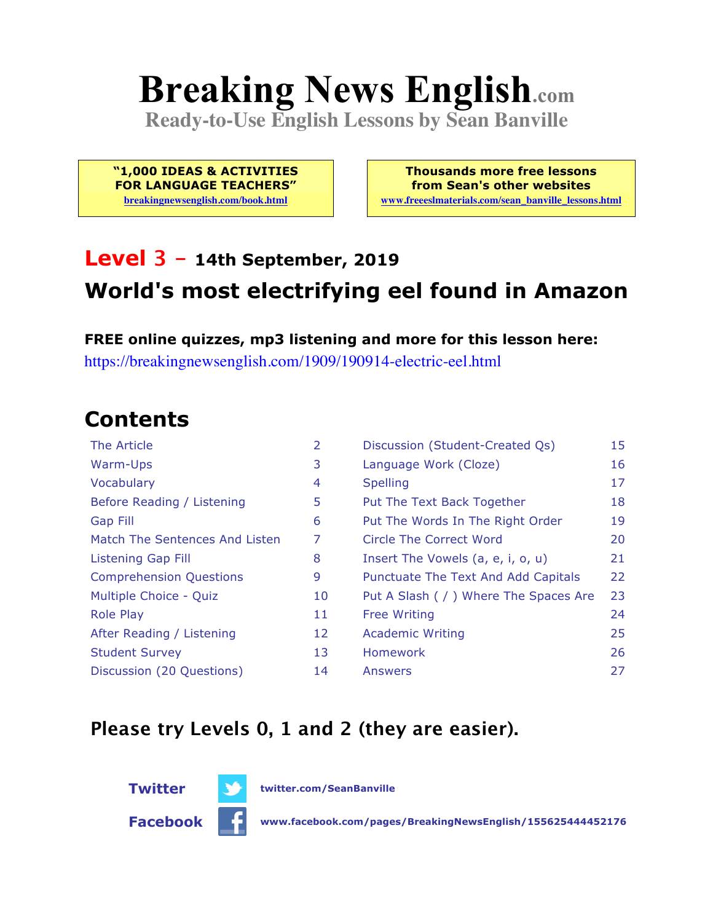# Breaking News English.com

**Ready-to-Use English Lessons by Sean Banville**

**"1,000 IDEAS & ACTIVITIES FOR LANGUAGE TEACHERS"**
breakingnewsenglish.com/book.html

**Thousands more free lessons from Sean's other websites**
www.freeeslmaterials.com/sean_banville_lessons.html

## Level 3 – 14th September, 2019

## World's most electrifying eel found in Amazon

**FREE online quizzes, mp3 listening and more for this lesson here:**
https://breakingnewsenglish.com/1909/190914-electric-eel.html

## Contents

| | | | |
|---|---|---|---|
| The Article | 2 | Discussion (Student-Created Qs) | 15 |
| Warm-Ups | 3 | Language Work (Cloze) | 16 |
| Vocabulary | 4 | Spelling | 17 |
| Before Reading / Listening | 5 | Put The Text Back Together | 18 |
| Gap Fill | 6 | Put The Words In The Right Order | 19 |
| Match The Sentences And Listen | 7 | Circle The Correct Word | 20 |
| Listening Gap Fill | 8 | Insert The Vowels (a, e, i, o, u) | 21 |
| Comprehension Questions | 9 | Punctuate The Text And Add Capitals | 22 |
| Multiple Choice - Quiz | 10 | Put A Slash ( / ) Where The Spaces Are | 23 |
| Role Play | 11 | Free Writing | 24 |
| After Reading / Listening | 12 | Academic Writing | 25 |
| Student Survey | 13 | Homework | 26 |
| Discussion (20 Questions) | 14 | Answers | 27 |

**Please try Levels 0, 1 and 2 (they are easier).**

**Twitter** twitter.com/SeanBanville

**Facebook** www.facebook.com/pages/BreakingNewsEnglish/155625444452176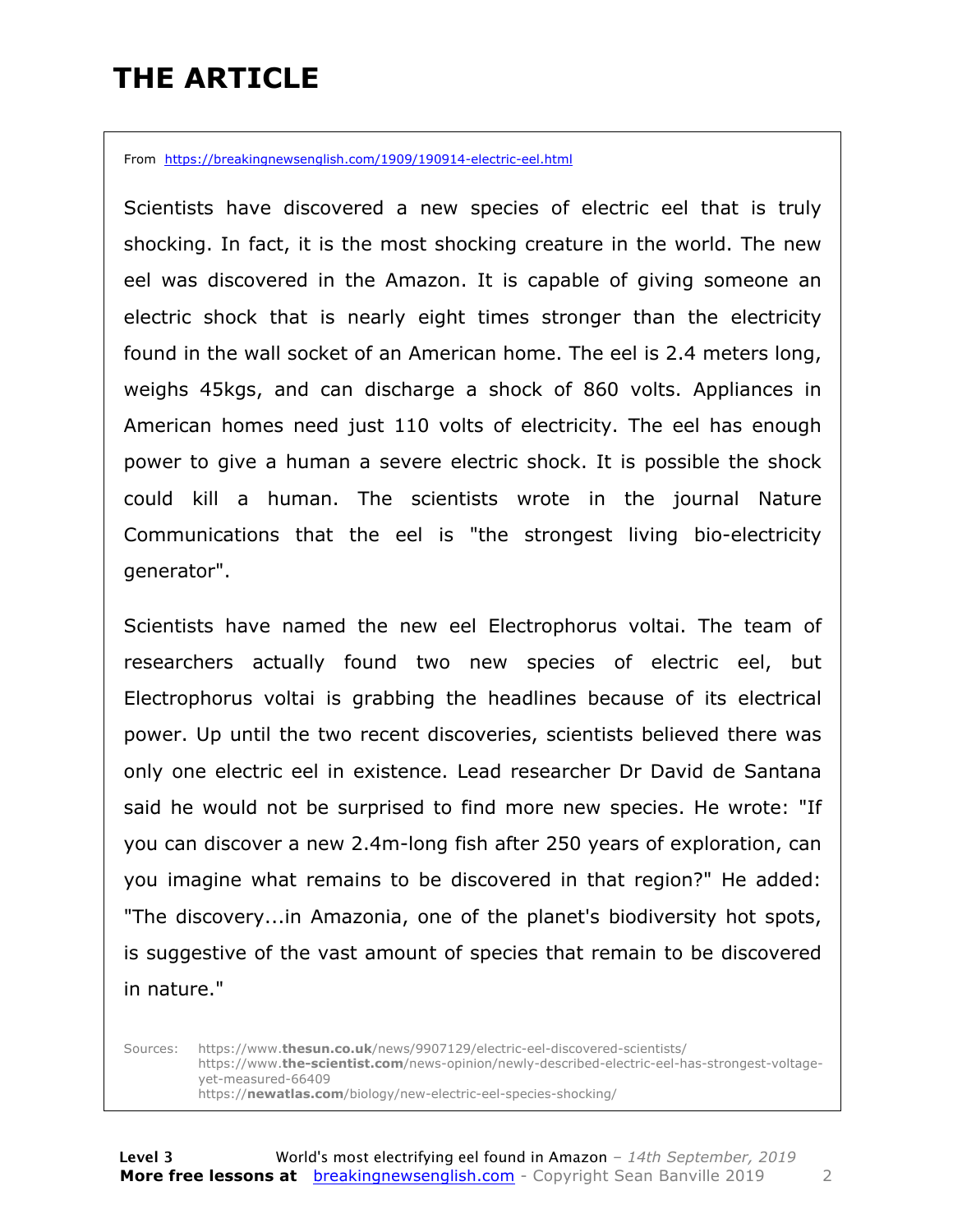# THE ARTICLE

From https://breakingnewsenglish.com/1909/190914-electric-eel.html

Scientists have discovered a new species of electric eel that is truly shocking. In fact, it is the most shocking creature in the world. The new eel was discovered in the Amazon. It is capable of giving someone an electric shock that is nearly eight times stronger than the electricity found in the wall socket of an American home. The eel is 2.4 meters long, weighs 45kgs, and can discharge a shock of 860 volts. Appliances in American homes need just 110 volts of electricity. The eel has enough power to give a human a severe electric shock. It is possible the shock could kill a human. The scientists wrote in the journal Nature Communications that the eel is "the strongest living bio-electricity generator".

Scientists have named the new eel Electrophorus voltai. The team of researchers actually found two new species of electric eel, but Electrophorus voltai is grabbing the headlines because of its electrical power. Up until the two recent discoveries, scientists believed there was only one electric eel in existence. Lead researcher Dr David de Santana said he would not be surprised to find more new species. He wrote: "If you can discover a new 2.4m-long fish after 250 years of exploration, can you imagine what remains to be discovered in that region?" He added: "The discovery...in Amazonia, one of the planet's biodiversity hot spots, is suggestive of the vast amount of species that remain to be discovered in nature."

Sources: https://www.thesun.co.uk/news/9907129/electric-eel-discovered-scientists/
https://www.the-scientist.com/news-opinion/newly-described-electric-eel-has-strongest-voltage-yet-measured-66409
https://newatlas.com/biology/new-electric-eel-species-shocking/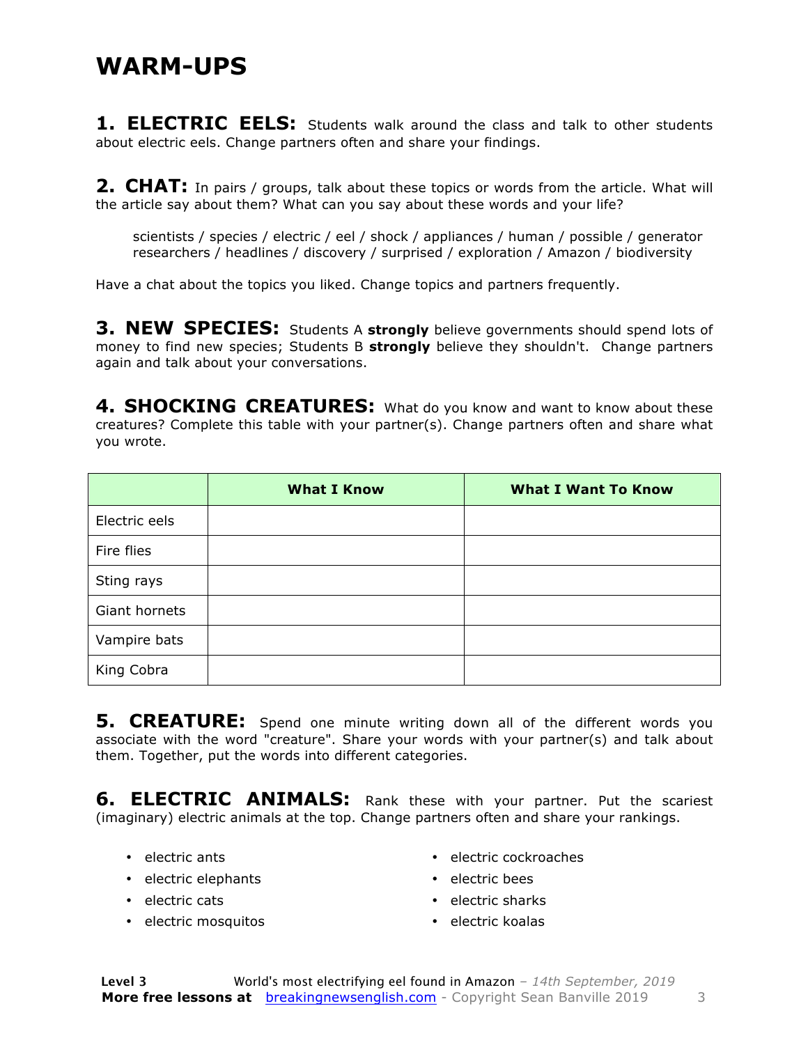# WARM-UPS

**1. ELECTRIC EELS:** Students walk around the class and talk to other students about electric eels. Change partners often and share your findings.

**2. CHAT:** In pairs / groups, talk about these topics or words from the article. What will the article say about them? What can you say about these words and your life?

> scientists / species / electric / eel / shock / appliances / human / possible / generator
> researchers / headlines / discovery / surprised / exploration / Amazon / biodiversity

Have a chat about the topics you liked. Change topics and partners frequently.

**3. NEW SPECIES:** Students A **strongly** believe governments should spend lots of money to find new species; Students B **strongly** believe they shouldn't. Change partners again and talk about your conversations.

**4. SHOCKING CREATURES:** What do you know and want to know about these creatures? Complete this table with your partner(s). Change partners often and share what you wrote.

| | What I Know | What I Want To Know |
|---|---|---|
| Electric eels | | |
| Fire flies | | |
| Sting rays | | |
| Giant hornets | | |
| Vampire bats | | |
| King Cobra | | |

**5. CREATURE:** Spend one minute writing down all of the different words you associate with the word "creature". Share your words with your partner(s) and talk about them. Together, put the words into different categories.

**6. ELECTRIC ANIMALS:** Rank these with your partner. Put the scariest (imaginary) electric animals at the top. Change partners often and share your rankings.

- electric ants
- electric elephants
- electric cats
- electric mosquitos
- electric cockroaches
- electric bees
- electric sharks
- electric koalas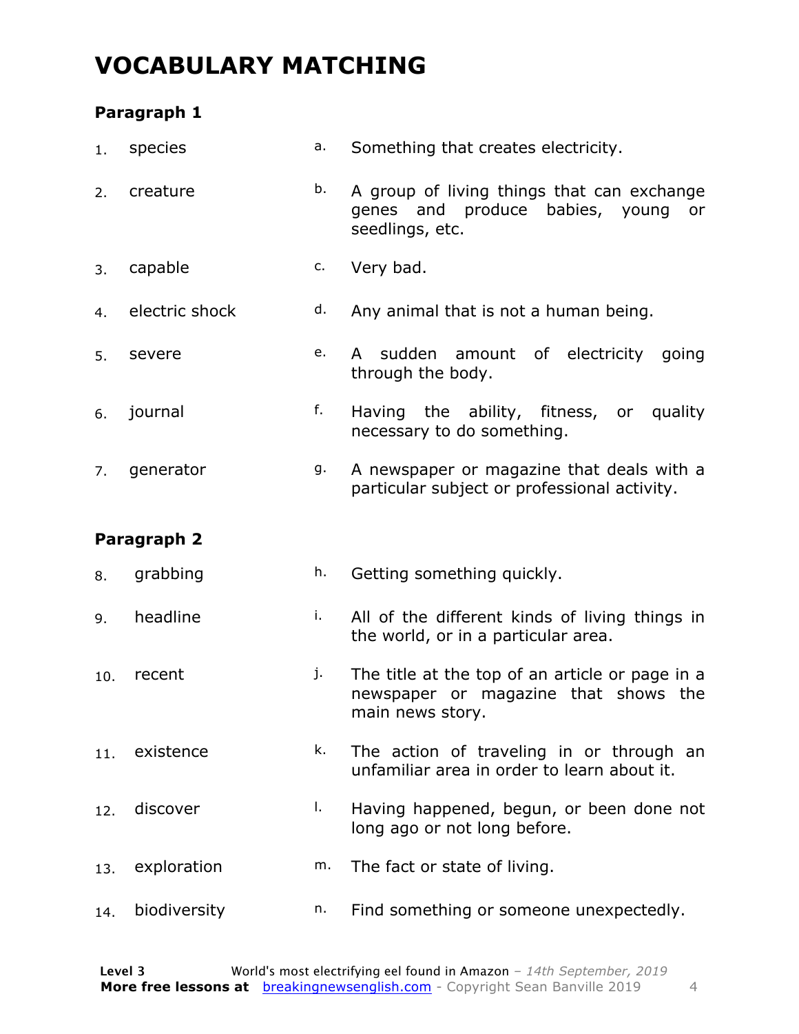# VOCABULARY MATCHING

### Paragraph 1

| | | | |
|---|---|---|---|
| 1. | species | a. | Something that creates electricity. |
| 2. | creature | b. | A group of living things that can exchange genes and produce babies, young or seedlings, etc. |
| 3. | capable | c. | Very bad. |
| 4. | electric shock | d. | Any animal that is not a human being. |
| 5. | severe | e. | A sudden amount of electricity going through the body. |
| 6. | journal | f. | Having the ability, fitness, or quality necessary to do something. |
| 7. | generator | g. | A newspaper or magazine that deals with a particular subject or professional activity. |

### Paragraph 2

| | | | |
|---|---|---|---|
| 8. | grabbing | h. | Getting something quickly. |
| 9. | headline | i. | All of the different kinds of living things in the world, or in a particular area. |
| 10. | recent | j. | The title at the top of an article or page in a newspaper or magazine that shows the main news story. |
| 11. | existence | k. | The action of traveling in or through an unfamiliar area in order to learn about it. |
| 12. | discover | l. | Having happened, begun, or been done not long ago or not long before. |
| 13. | exploration | m. | The fact or state of living. |
| 14. | biodiversity | n. | Find something or someone unexpectedly. |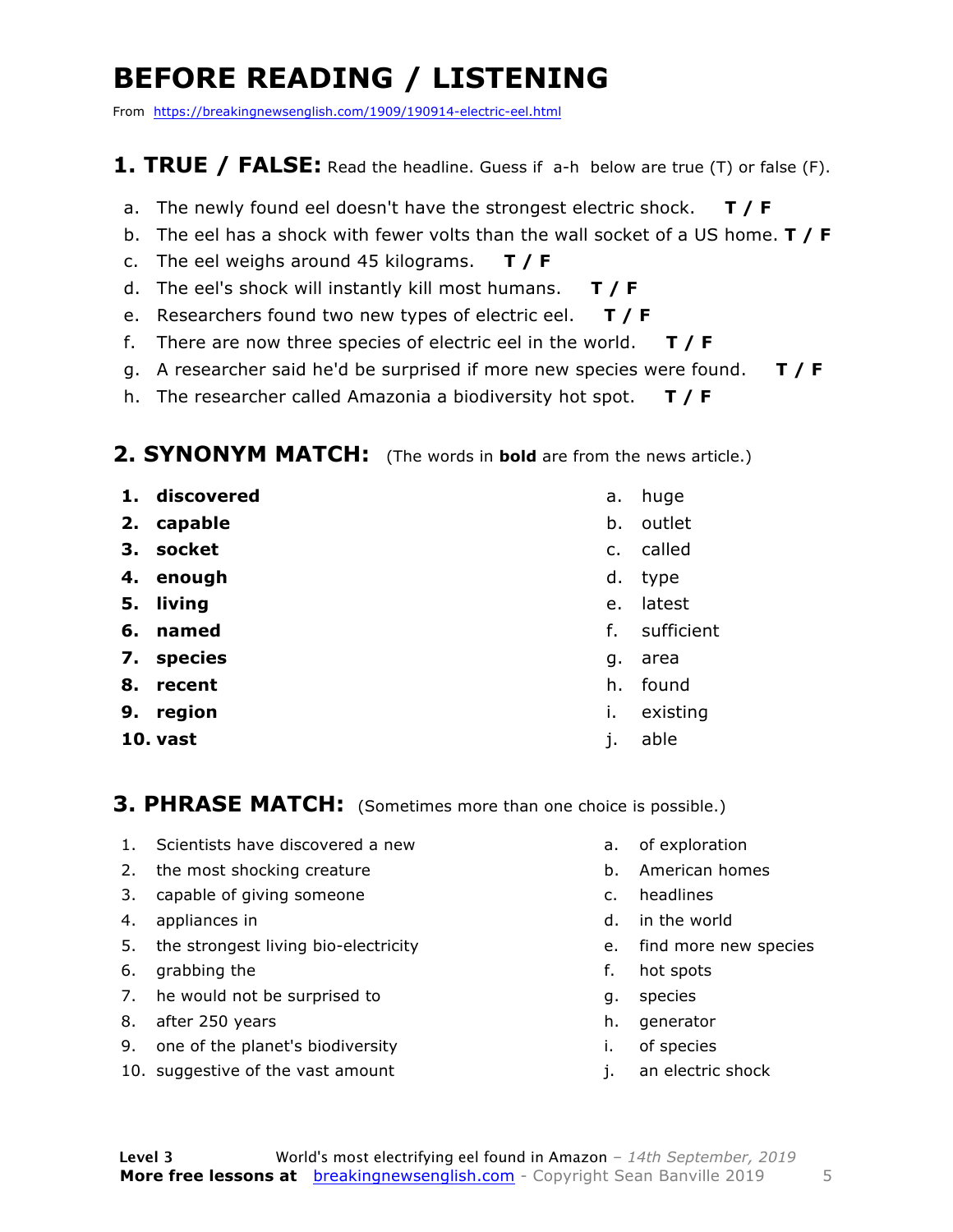# BEFORE READING / LISTENING

From https://breakingnewsenglish.com/1909/190914-electric-eel.html

## 1. TRUE / FALSE: Read the headline. Guess if a-h below are true (T) or false (F).

a. The newly found eel doesn't have the strongest electric shock. **T / F**

b. The eel has a shock with fewer volts than the wall socket of a US home. **T / F**

c. The eel weighs around 45 kilograms. **T / F**

d. The eel's shock will instantly kill most humans. **T / F**

e. Researchers found two new types of electric eel. **T / F**

f. There are now three species of electric eel in the world. **T / F**

g. A researcher said he'd be surprised if more new species were found. **T / F**

h. The researcher called Amazonia a biodiversity hot spot. **T / F**

## 2. SYNONYM MATCH: (The words in **bold** are from the news article.)

1. **discovered**
2. **capable**
3. **socket**
4. **enough**
5. **living**
6. **named**
7. **species**
8. **recent**
9. **region**
10. **vast**

a. huge
b. outlet
c. called
d. type
e. latest
f. sufficient
g. area
h. found
i. existing
j. able

## 3. PHRASE MATCH: (Sometimes more than one choice is possible.)

1. Scientists have discovered a new
2. the most shocking creature
3. capable of giving someone
4. appliances in
5. the strongest living bio-electricity
6. grabbing the
7. he would not be surprised to
8. after 250 years
9. one of the planet's biodiversity
10. suggestive of the vast amount

a. of exploration
b. American homes
c. headlines
d. in the world
e. find more new species
f. hot spots
g. species
h. generator
i. of species
j. an electric shock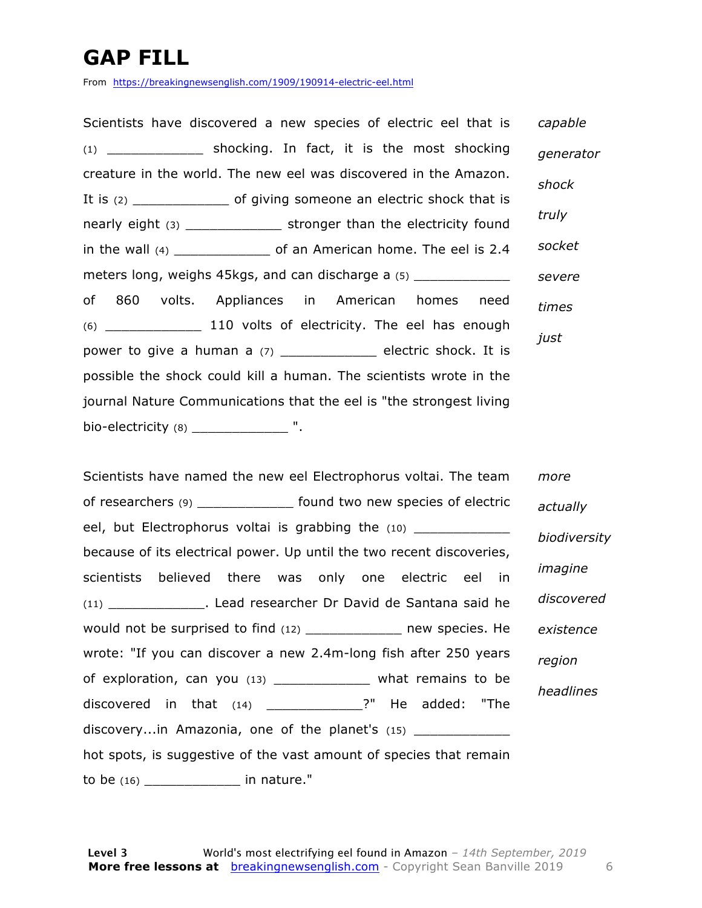# GAP FILL

From https://breakingnewsenglish.com/1909/190914-electric-eel.html

Scientists have discovered a new species of electric eel that is (1) ____________ shocking. In fact, it is the most shocking creature in the world. The new eel was discovered in the Amazon. It is (2) ____________ of giving someone an electric shock that is nearly eight (3) ____________ stronger than the electricity found in the wall (4) ____________ of an American home. The eel is 2.4 meters long, weighs 45kgs, and can discharge a (5) ____________ of 860 volts. Appliances in American homes need (6) ____________ 110 volts of electricity. The eel has enough power to give a human a (7) ____________ electric shock. It is possible the shock could kill a human. The scientists wrote in the journal Nature Communications that the eel is "the strongest living bio-electricity (8) ____________ ".

*capable*

*generator*

*shock*

*truly*

*socket*

*severe*

*times*

*just*

Scientists have named the new eel Electrophorus voltai. The team of researchers (9) ____________ found two new species of electric eel, but Electrophorus voltai is grabbing the (10) ____________ because of its electrical power. Up until the two recent discoveries, scientists believed there was only one electric eel in (11) ____________. Lead researcher Dr David de Santana said he would not be surprised to find (12) ____________ new species. He wrote: "If you can discover a new 2.4m-long fish after 250 years of exploration, can you (13) ____________ what remains to be discovered in that (14) ____________?" He added: "The discovery...in Amazonia, one of the planet's (15) ____________ hot spots, is suggestive of the vast amount of species that remain to be (16) ____________ in nature."

*more*

*actually*

*biodiversity*

*imagine*

*discovered*

*existence*

*region*

*headlines*

**Level 3** World's most electrifying eel found in Amazon – *14th September, 2019*
**More free lessons at** breakingnewsenglish.com - Copyright Sean Banville 2019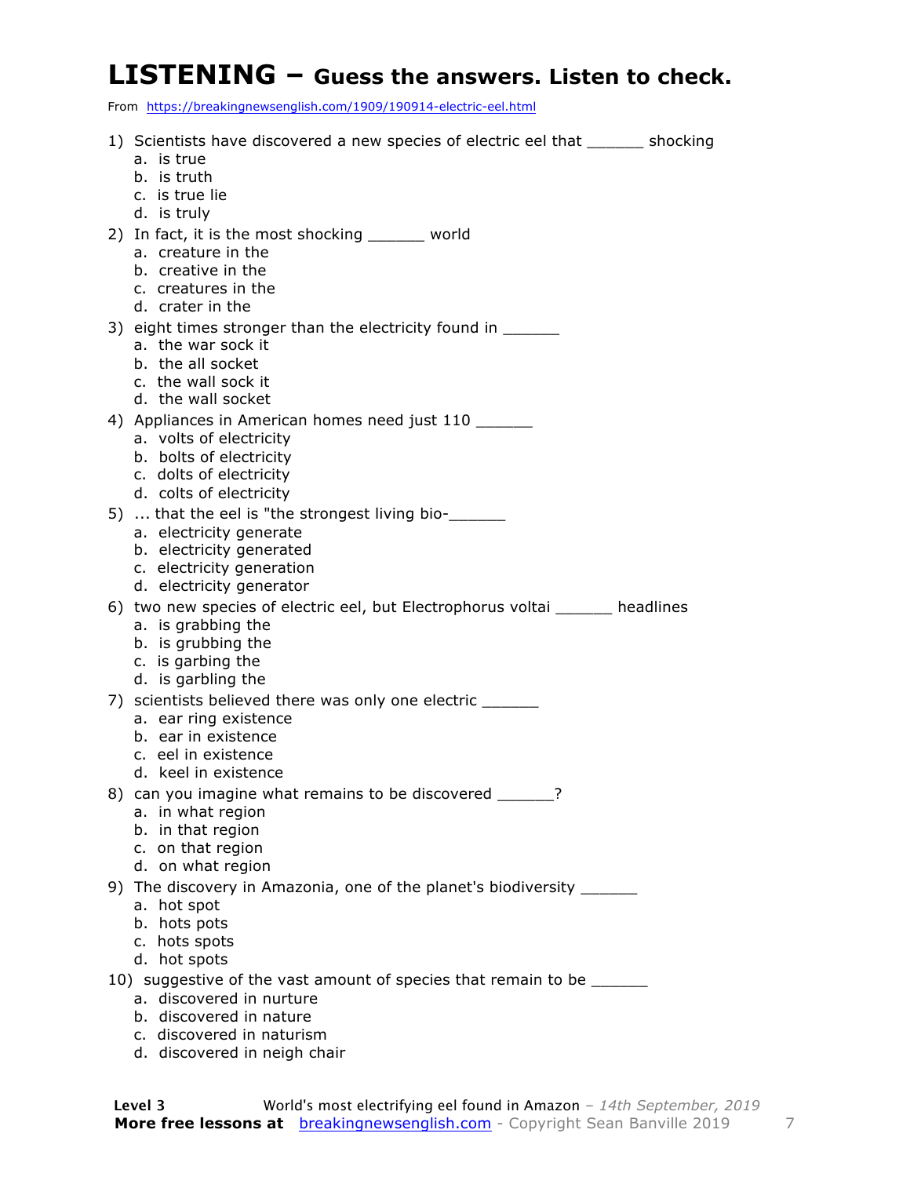# LISTENING – Guess the answers. Listen to check.

From https://breakingnewsenglish.com/1909/190914-electric-eel.html

1) Scientists have discovered a new species of electric eel that ______ shocking
   a. is true
   b. is truth
   c. is true lie
   d. is truly

2) In fact, it is the most shocking ______ world
   a. creature in the
   b. creative in the
   c. creatures in the
   d. crater in the

3) eight times stronger than the electricity found in ______
   a. the war sock it
   b. the all socket
   c. the wall sock it
   d. the wall socket

4) Appliances in American homes need just 110 ______
   a. volts of electricity
   b. bolts of electricity
   c. dolts of electricity
   d. colts of electricity

5) ... that the eel is "the strongest living bio-______
   a. electricity generate
   b. electricity generated
   c. electricity generation
   d. electricity generator

6) two new species of electric eel, but Electrophorus voltai ______ headlines
   a. is grabbing the
   b. is grubbing the
   c. is garbing the
   d. is garbling the

7) scientists believed there was only one electric ______
   a. ear ring existence
   b. ear in existence
   c. eel in existence
   d. keel in existence

8) can you imagine what remains to be discovered ______?
   a. in what region
   b. in that region
   c. on that region
   d. on what region

9) The discovery in Amazonia, one of the planet's biodiversity ______
   a. hot spot
   b. hots pots
   c. hots spots
   d. hot spots

10) suggestive of the vast amount of species that remain to be ______
   a. discovered in nurture
   b. discovered in nature
   c. discovered in naturism
   d. discovered in neigh chair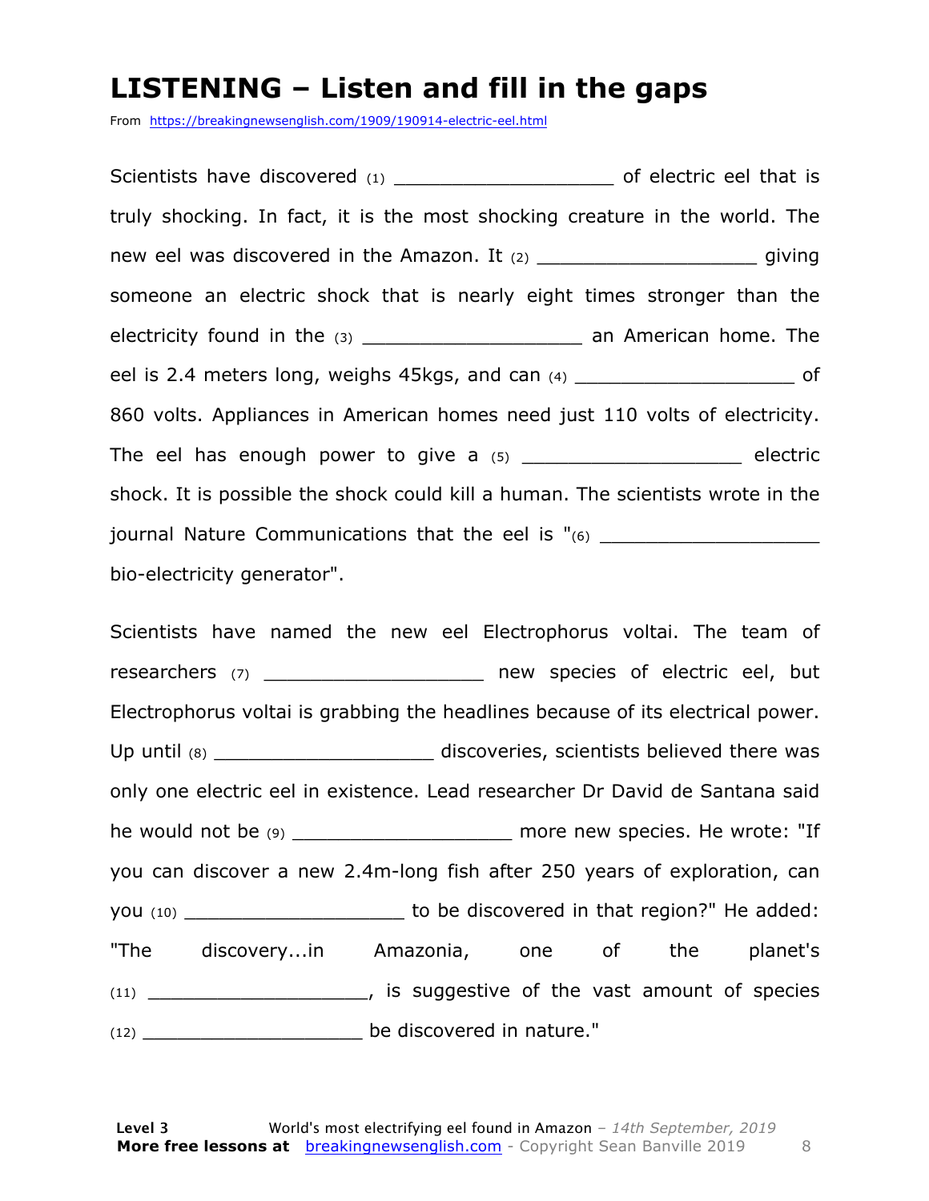# LISTENING – Listen and fill in the gaps

From https://breakingnewsenglish.com/1909/190914-electric-eel.html

Scientists have discovered (1) ___________________ of electric eel that is truly shocking. In fact, it is the most shocking creature in the world. The new eel was discovered in the Amazon. It (2) ___________________ giving someone an electric shock that is nearly eight times stronger than the electricity found in the (3) ___________________ an American home. The eel is 2.4 meters long, weighs 45kgs, and can (4) ___________________ of 860 volts. Appliances in American homes need just 110 volts of electricity. The eel has enough power to give a (5) ___________________ electric shock. It is possible the shock could kill a human. The scientists wrote in the journal Nature Communications that the eel is "(6) ___________________ bio-electricity generator".

Scientists have named the new eel Electrophorus voltai. The team of researchers (7) ___________________ new species of electric eel, but Electrophorus voltai is grabbing the headlines because of its electrical power. Up until (8) ___________________ discoveries, scientists believed there was only one electric eel in existence. Lead researcher Dr David de Santana said he would not be (9) ___________________ more new species. He wrote: "If you can discover a new 2.4m-long fish after 250 years of exploration, can you (10) ___________________ to be discovered in that region?" He added: "The discovery...in Amazonia, one of the planet's (11) ___________________, is suggestive of the vast amount of species (12) ___________________ be discovered in nature."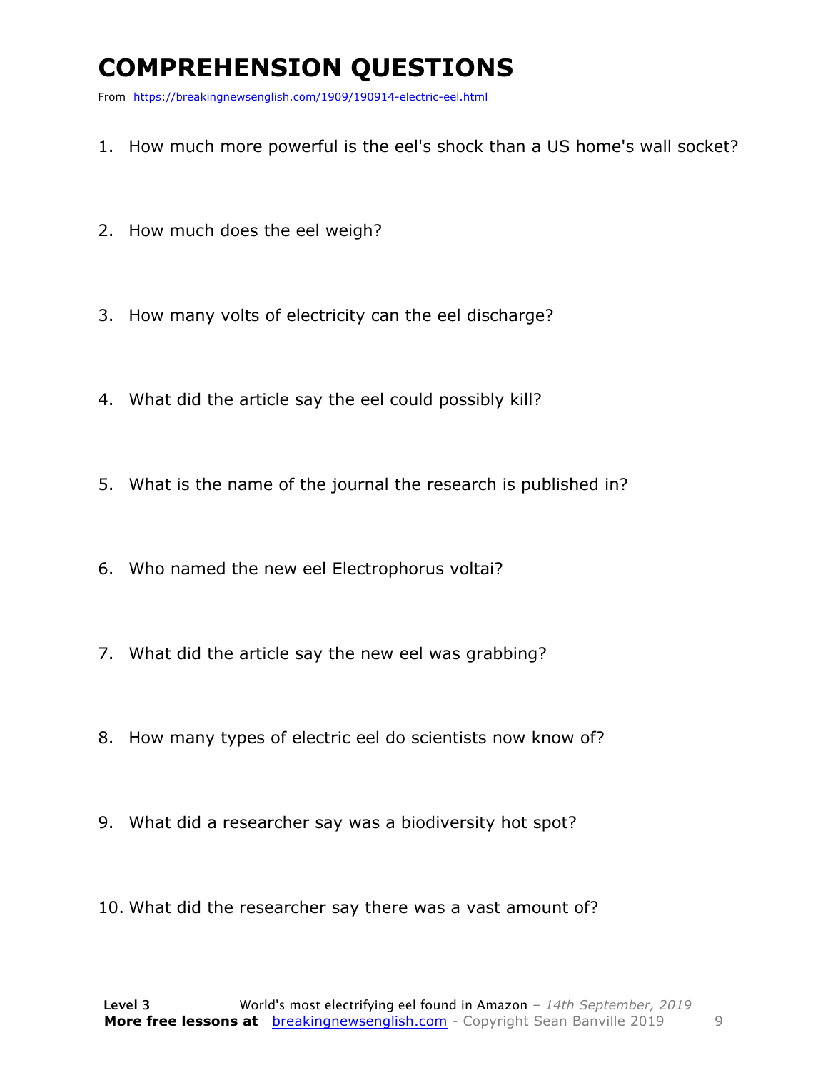# COMPREHENSION QUESTIONS

From https://breakingnewsenglish.com/1909/190914-electric-eel.html

1. How much more powerful is the eel's shock than a US home's wall socket?

2. How much does the eel weigh?

3. How many volts of electricity can the eel discharge?

4. What did the article say the eel could possibly kill?

5. What is the name of the journal the research is published in?

6. Who named the new eel Electrophorus voltai?

7. What did the article say the new eel was grabbing?

8. How many types of electric eel do scientists now know of?

9. What did a researcher say was a biodiversity hot spot?

10. What did the researcher say there was a vast amount of?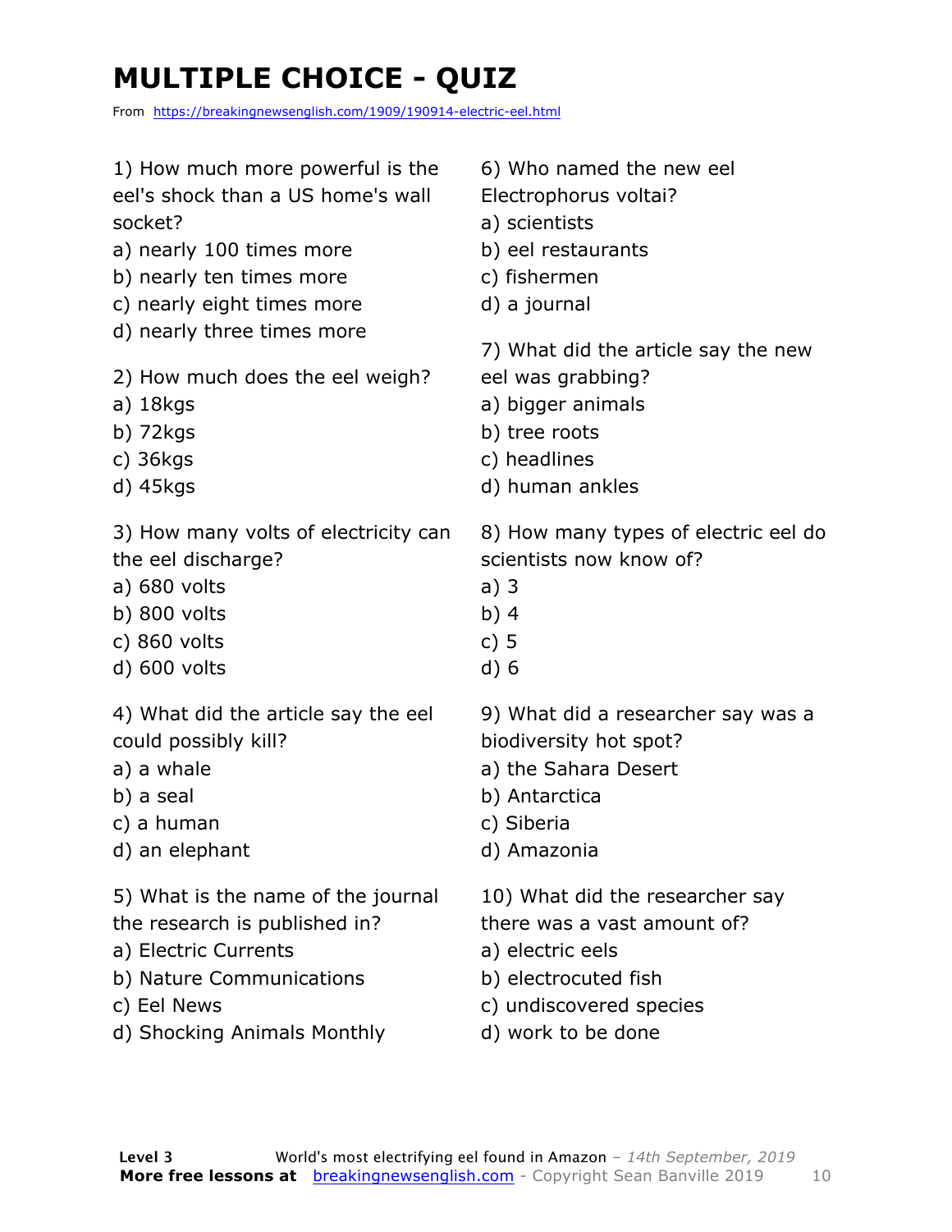# MULTIPLE CHOICE - QUIZ

From https://breakingnewsenglish.com/1909/190914-electric-eel.html

1) How much more powerful is the eel's shock than a US home's wall socket?

a) nearly 100 times more
b) nearly ten times more
c) nearly eight times more
d) nearly three times more

2) How much does the eel weigh?

a) 18kgs
b) 72kgs
c) 36kgs
d) 45kgs

3) How many volts of electricity can the eel discharge?

a) 680 volts
b) 800 volts
c) 860 volts
d) 600 volts

4) What did the article say the eel could possibly kill?

a) a whale
b) a seal
c) a human
d) an elephant

5) What is the name of the journal the research is published in?

a) Electric Currents
b) Nature Communications
c) Eel News
d) Shocking Animals Monthly

6) Who named the new eel Electrophorus voltai?

a) scientists
b) eel restaurants
c) fishermen
d) a journal

7) What did the article say the new eel was grabbing?

a) bigger animals
b) tree roots
c) headlines
d) human ankles

8) How many types of electric eel do scientists now know of?

a) 3
b) 4
c) 5
d) 6

9) What did a researcher say was a biodiversity hot spot?

a) the Sahara Desert
b) Antarctica
c) Siberia
d) Amazonia

10) What did the researcher say there was a vast amount of?

a) electric eels
b) electrocuted fish
c) undiscovered species
d) work to be done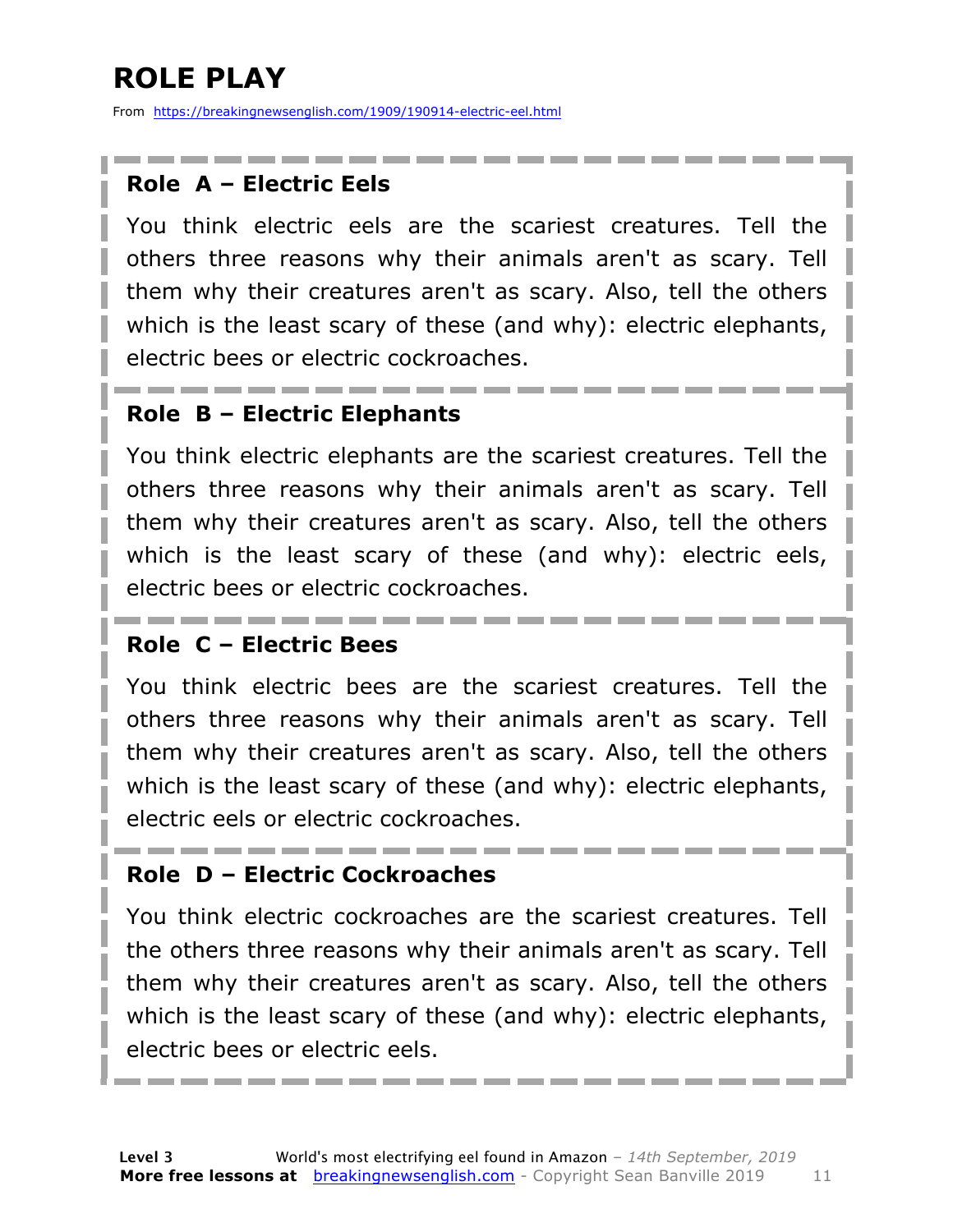# ROLE PLAY

From https://breakingnewsenglish.com/1909/190914-electric-eel.html

### Role A – Electric Eels

You think electric eels are the scariest creatures. Tell the others three reasons why their animals aren't as scary. Tell them why their creatures aren't as scary. Also, tell the others which is the least scary of these (and why): electric elephants, electric bees or electric cockroaches.

### Role B – Electric Elephants

You think electric elephants are the scariest creatures. Tell the others three reasons why their animals aren't as scary. Tell them why their creatures aren't as scary. Also, tell the others which is the least scary of these (and why): electric eels, electric bees or electric cockroaches.

### Role C – Electric Bees

You think electric bees are the scariest creatures. Tell the others three reasons why their animals aren't as scary. Tell them why their creatures aren't as scary. Also, tell the others which is the least scary of these (and why): electric elephants, electric eels or electric cockroaches.

### Role D – Electric Cockroaches

You think electric cockroaches are the scariest creatures. Tell the others three reasons why their animals aren't as scary. Tell them why their creatures aren't as scary. Also, tell the others which is the least scary of these (and why): electric elephants, electric bees or electric eels.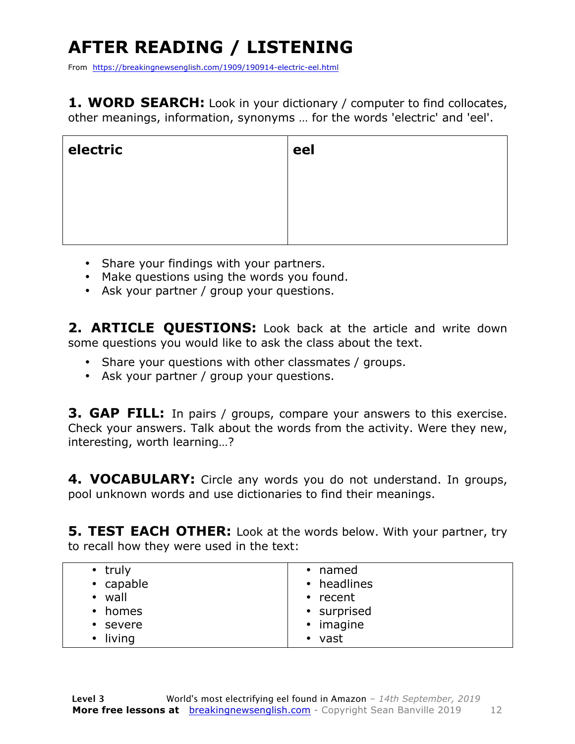# AFTER READING / LISTENING

From https://breakingnewsenglish.com/1909/190914-electric-eel.html

**1. WORD SEARCH:** Look in your dictionary / computer to find collocates, other meanings, information, synonyms … for the words 'electric' and 'eel'.

| **electric** | **eel** |
|---|---|
| | |

- Share your findings with your partners.
- Make questions using the words you found.
- Ask your partner / group your questions.

**2. ARTICLE QUESTIONS:** Look back at the article and write down some questions you would like to ask the class about the text.

- Share your questions with other classmates / groups.
- Ask your partner / group your questions.

**3. GAP FILL:** In pairs / groups, compare your answers to this exercise. Check your answers. Talk about the words from the activity. Were they new, interesting, worth learning…?

**4. VOCABULARY:** Circle any words you do not understand. In groups, pool unknown words and use dictionaries to find their meanings.

**5. TEST EACH OTHER:** Look at the words below. With your partner, try to recall how they were used in the text:

| | |
|---|---|
| • truly | • named |
| • capable | • headlines |
| • wall | • recent |
| • homes | • surprised |
| • severe | • imagine |
| • living | • vast |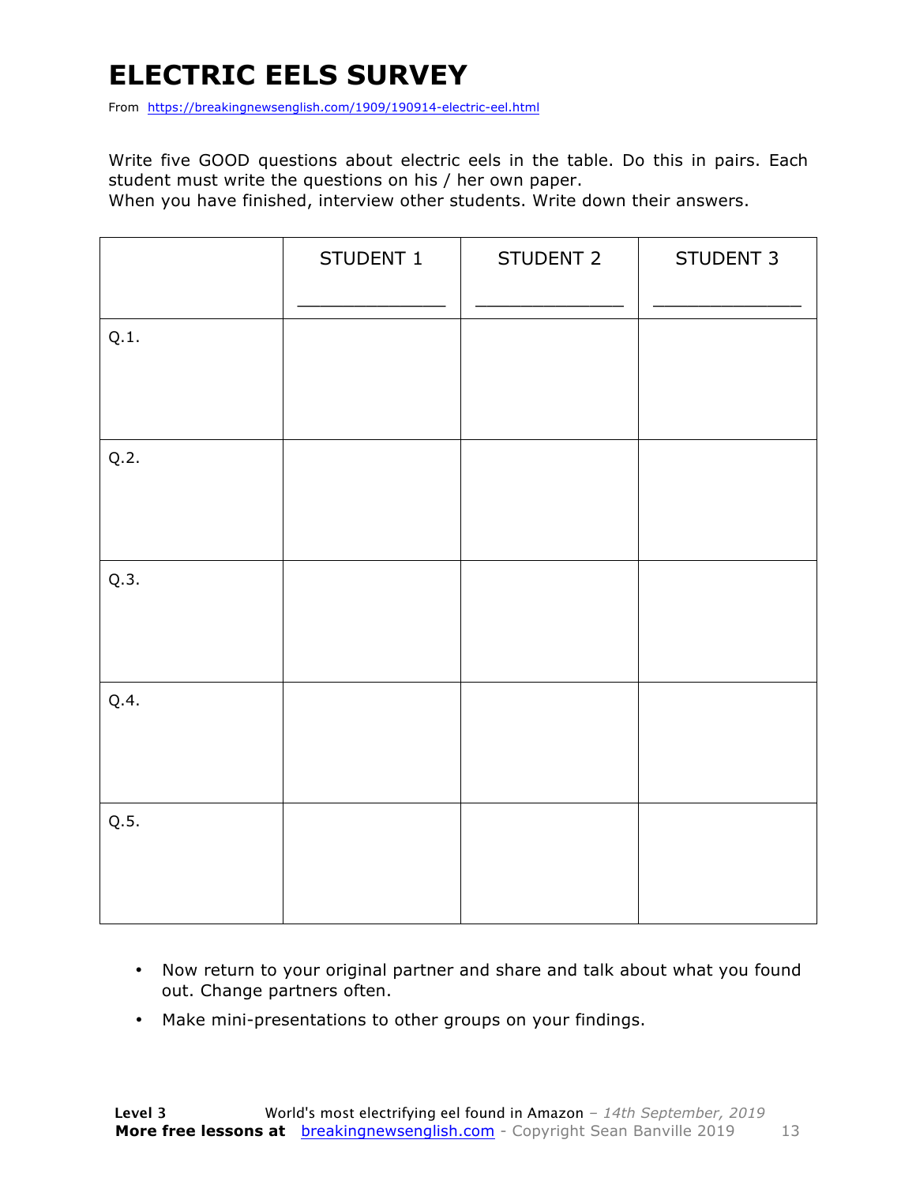# ELECTRIC EELS SURVEY

From https://breakingnewsenglish.com/1909/190914-electric-eel.html

Write five GOOD questions about electric eels in the table. Do this in pairs. Each student must write the questions on his / her own paper.
When you have finished, interview other students. Write down their answers.

| | STUDENT 1<br>_______________ | STUDENT 2<br>_______________ | STUDENT 3<br>_______________ |
|---|---|---|---|
| Q.1. | | | |
| Q.2. | | | |
| Q.3. | | | |
| Q.4. | | | |
| Q.5. | | | |

- Now return to your original partner and share and talk about what you found out. Change partners often.
- Make mini-presentations to other groups on your findings.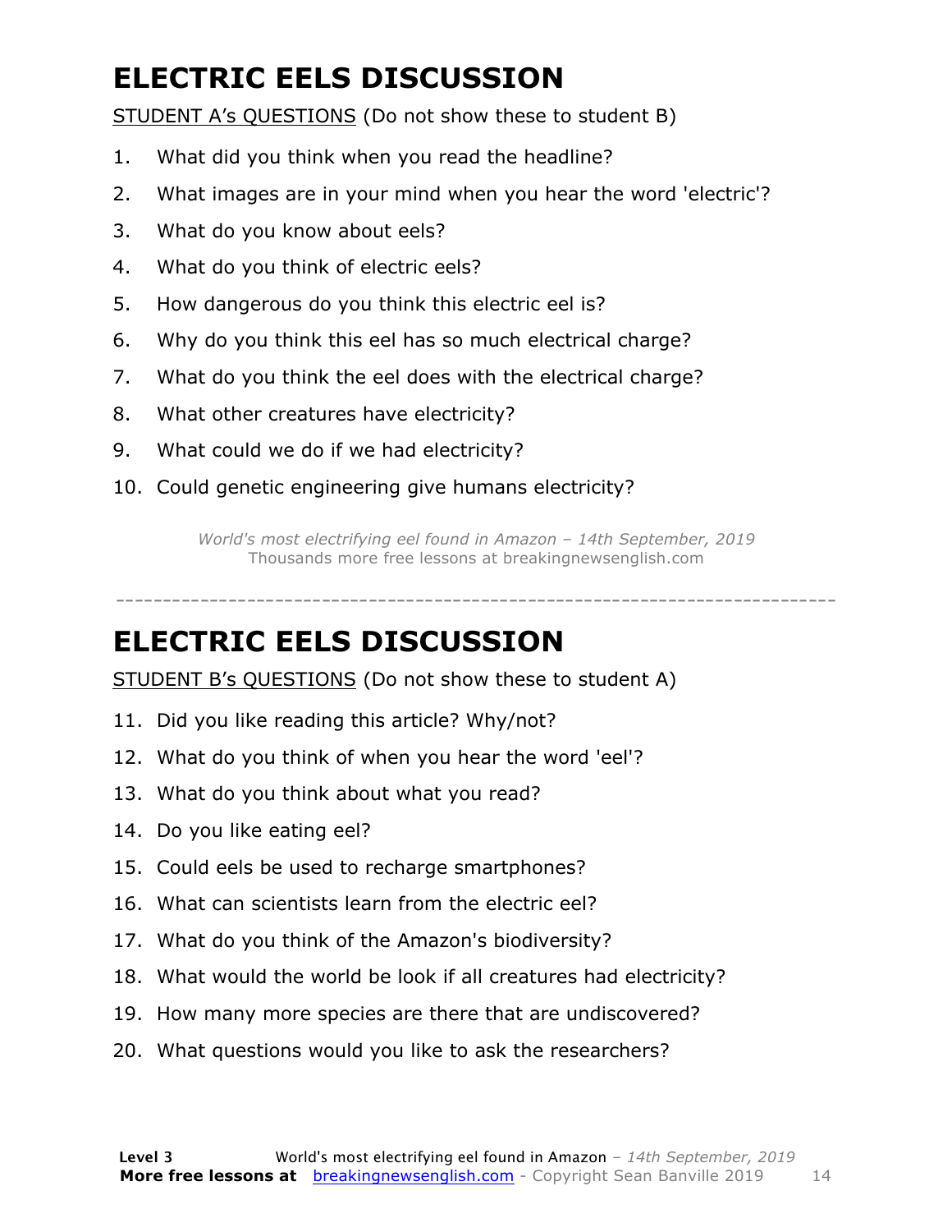# ELECTRIC EELS DISCUSSION

STUDENT A's QUESTIONS (Do not show these to student B)

1. What did you think when you read the headline?
2. What images are in your mind when you hear the word 'electric'?
3. What do you know about eels?
4. What do you think of electric eels?
5. How dangerous do you think this electric eel is?
6. Why do you think this eel has so much electrical charge?
7. What do you think the eel does with the electrical charge?
8. What other creatures have electricity?
9. What could we do if we had electricity?
10. Could genetic engineering give humans electricity?

*World's most electrifying eel found in Amazon – 14th September, 2019*
Thousands more free lessons at breakingnewsenglish.com

---

# ELECTRIC EELS DISCUSSION

STUDENT B's QUESTIONS (Do not show these to student A)

11. Did you like reading this article? Why/not?
12. What do you think of when you hear the word 'eel'?
13. What do you think about what you read?
14. Do you like eating eel?
15. Could eels be used to recharge smartphones?
16. What can scientists learn from the electric eel?
17. What do you think of the Amazon's biodiversity?
18. What would the world be look if all creatures had electricity?
19. How many more species are there that are undiscovered?
20. What questions would you like to ask the researchers?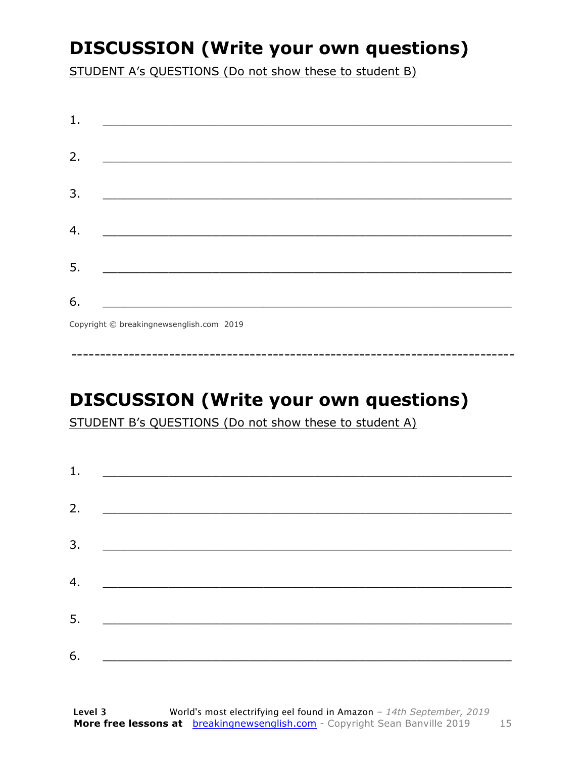## DISCUSSION (Write your own questions)

STUDENT A's QUESTIONS (Do not show these to student B)

1. ___________________________________________________________

2. ___________________________________________________________

3. ___________________________________________________________

4. ___________________________________________________________

5. ___________________________________________________________

6. ___________________________________________________________

Copyright © breakingnewsenglish.com 2019

---

## DISCUSSION (Write your own questions)

STUDENT B's QUESTIONS (Do not show these to student A)

1. ___________________________________________________________

2. ___________________________________________________________

3. ___________________________________________________________

4. ___________________________________________________________

5. ___________________________________________________________

6. ___________________________________________________________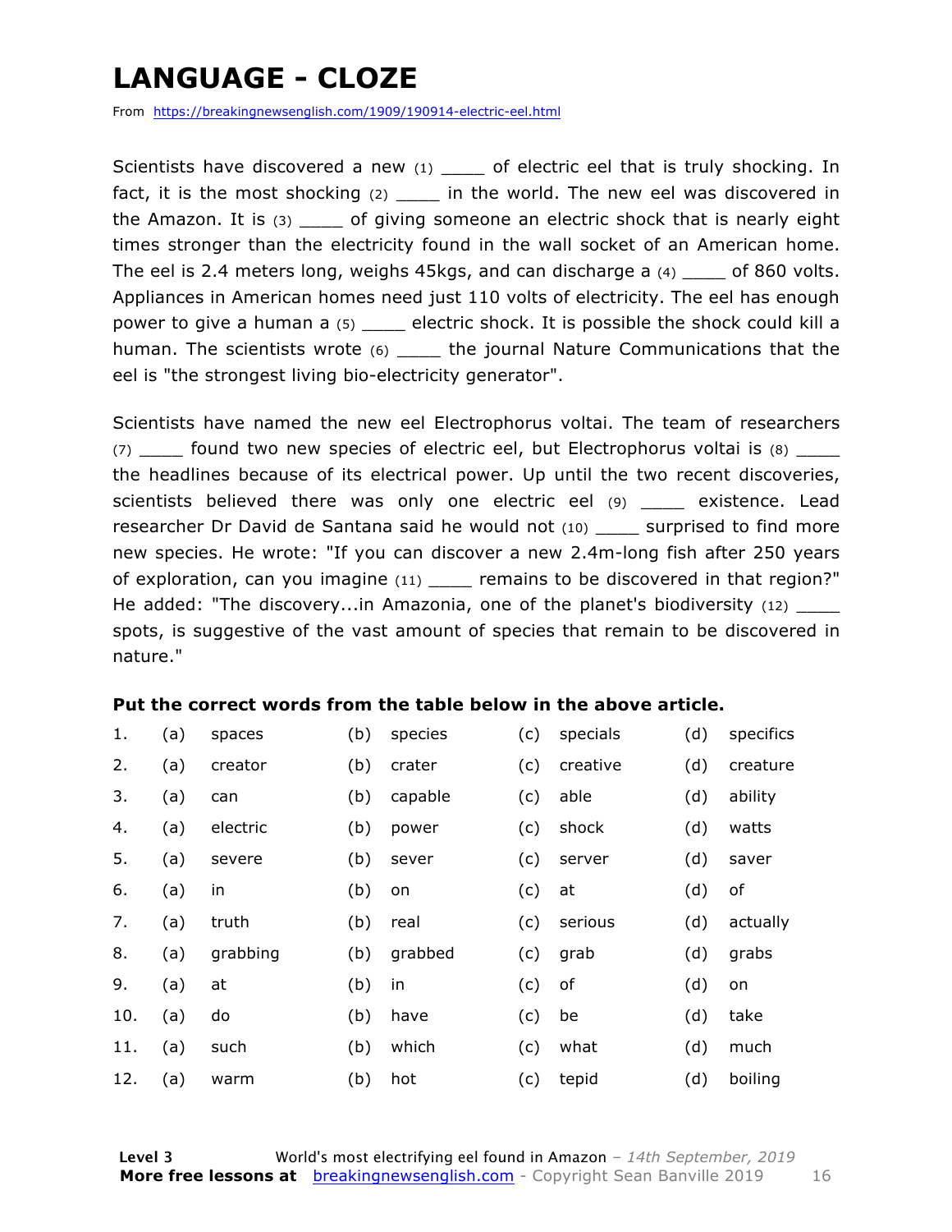# LANGUAGE - CLOZE

From https://breakingnewsenglish.com/1909/190914-electric-eel.html

Scientists have discovered a new (1) ____ of electric eel that is truly shocking. In fact, it is the most shocking (2) ____ in the world. The new eel was discovered in the Amazon. It is (3) ____ of giving someone an electric shock that is nearly eight times stronger than the electricity found in the wall socket of an American home. The eel is 2.4 meters long, weighs 45kgs, and can discharge a (4) ____ of 860 volts. Appliances in American homes need just 110 volts of electricity. The eel has enough power to give a human a (5) ____ electric shock. It is possible the shock could kill a human. The scientists wrote (6) ____ the journal Nature Communications that the eel is "the strongest living bio-electricity generator".

Scientists have named the new eel Electrophorus voltai. The team of researchers (7) ____ found two new species of electric eel, but Electrophorus voltai is (8) ____ the headlines because of its electrical power. Up until the two recent discoveries, scientists believed there was only one electric eel (9) ____ existence. Lead researcher Dr David de Santana said he would not (10) ____ surprised to find more new species. He wrote: "If you can discover a new 2.4m-long fish after 250 years of exploration, can you imagine (11) ____ remains to be discovered in that region?" He added: "The discovery...in Amazonia, one of the planet's biodiversity (12) ____ spots, is suggestive of the vast amount of species that remain to be discovered in nature."

**Put the correct words from the table below in the above article.**

| | | | | | | | | |
|---|---|---|---|---|---|---|---|---|
| 1. | (a) | spaces | (b) | species | (c) | specials | (d) | specifics |
| 2. | (a) | creator | (b) | crater | (c) | creative | (d) | creature |
| 3. | (a) | can | (b) | capable | (c) | able | (d) | ability |
| 4. | (a) | electric | (b) | power | (c) | shock | (d) | watts |
| 5. | (a) | severe | (b) | sever | (c) | server | (d) | saver |
| 6. | (a) | in | (b) | on | (c) | at | (d) | of |
| 7. | (a) | truth | (b) | real | (c) | serious | (d) | actually |
| 8. | (a) | grabbing | (b) | grabbed | (c) | grab | (d) | grabs |
| 9. | (a) | at | (b) | in | (c) | of | (d) | on |
| 10. | (a) | do | (b) | have | (c) | be | (d) | take |
| 11. | (a) | such | (b) | which | (c) | what | (d) | much |
| 12. | (a) | warm | (b) | hot | (c) | tepid | (d) | boiling |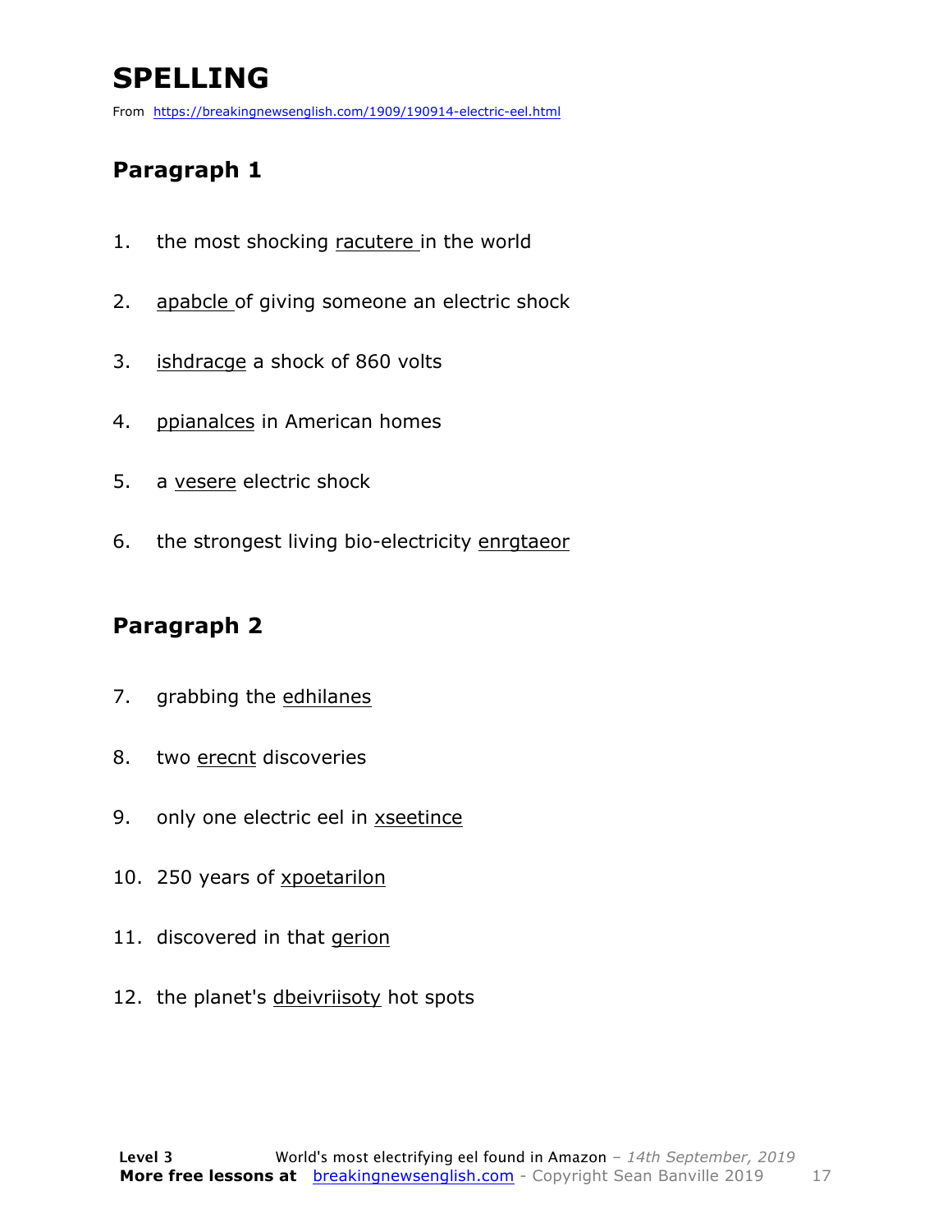# SPELLING

From https://breakingnewsenglish.com/1909/190914-electric-eel.html

## Paragraph 1

1. the most shocking racutere in the world
2. apabcle of giving someone an electric shock
3. ishdracge a shock of 860 volts
4. ppianalces in American homes
5. a vesere electric shock
6. the strongest living bio-electricity enrgtaeor

## Paragraph 2

7. grabbing the edhilanes
8. two erecnt discoveries
9. only one electric eel in xseetince
10. 250 years of xpoetarilon
11. discovered in that gerion
12. the planet's dbeivriisoty hot spots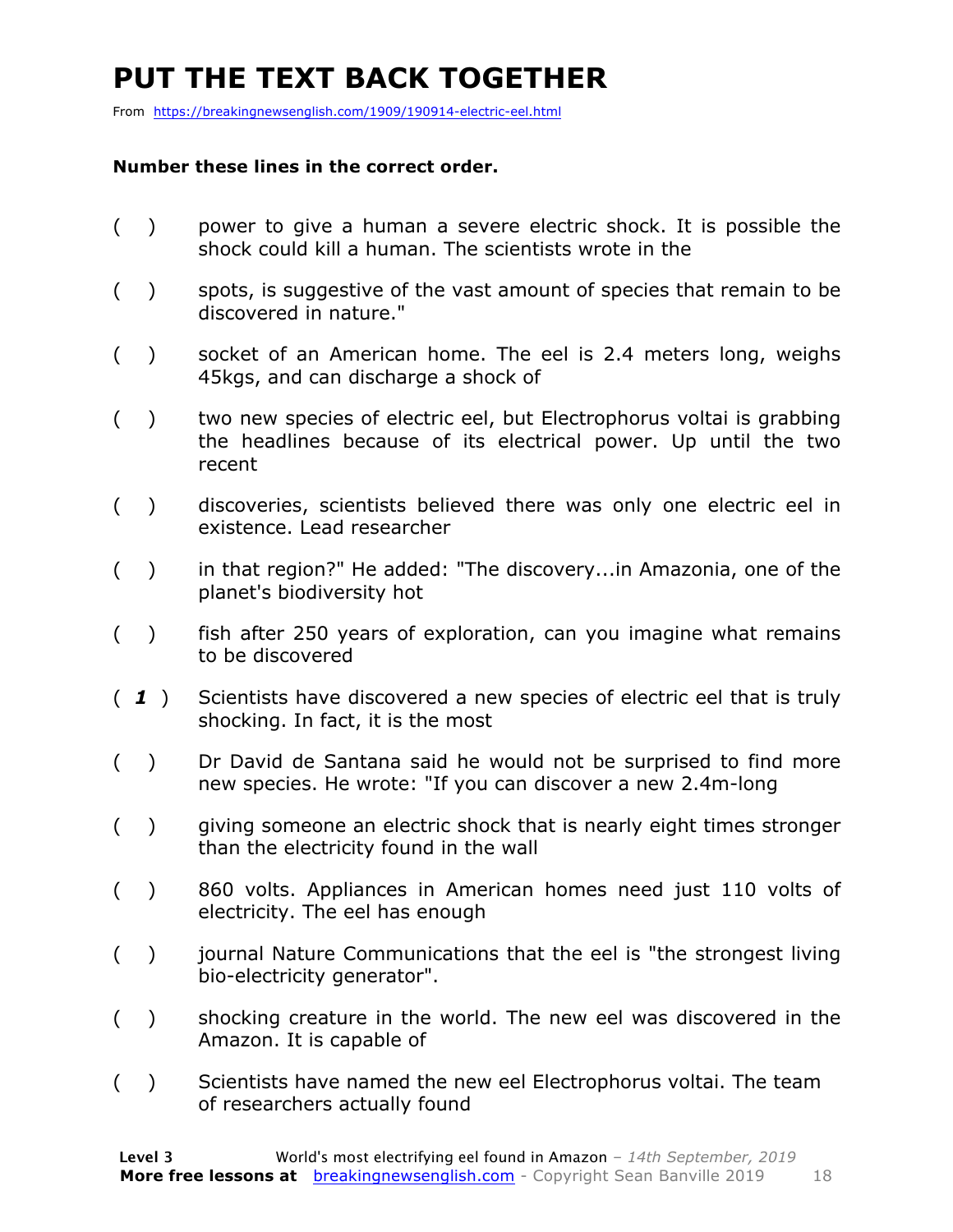# PUT THE TEXT BACK TOGETHER

From https://breakingnewsenglish.com/1909/190914-electric-eel.html

**Number these lines in the correct order.**

( ) power to give a human a severe electric shock. It is possible the shock could kill a human. The scientists wrote in the

( ) spots, is suggestive of the vast amount of species that remain to be discovered in nature."

( ) socket of an American home. The eel is 2.4 meters long, weighs 45kgs, and can discharge a shock of

( ) two new species of electric eel, but Electrophorus voltai is grabbing the headlines because of its electrical power. Up until the two recent

( ) discoveries, scientists believed there was only one electric eel in existence. Lead researcher

( ) in that region?" He added: "The discovery...in Amazonia, one of the planet's biodiversity hot

( ) fish after 250 years of exploration, can you imagine what remains to be discovered

( ***1*** ) Scientists have discovered a new species of electric eel that is truly shocking. In fact, it is the most

( ) Dr David de Santana said he would not be surprised to find more new species. He wrote: "If you can discover a new 2.4m-long

( ) giving someone an electric shock that is nearly eight times stronger than the electricity found in the wall

( ) 860 volts. Appliances in American homes need just 110 volts of electricity. The eel has enough

( ) journal Nature Communications that the eel is "the strongest living bio-electricity generator".

( ) shocking creature in the world. The new eel was discovered in the Amazon. It is capable of

( ) Scientists have named the new eel Electrophorus voltai. The team of researchers actually found

**Level 3** World's most electrifying eel found in Amazon – *14th September, 2019*
**More free lessons at** breakingnewsenglish.com - Copyright Sean Banville 2019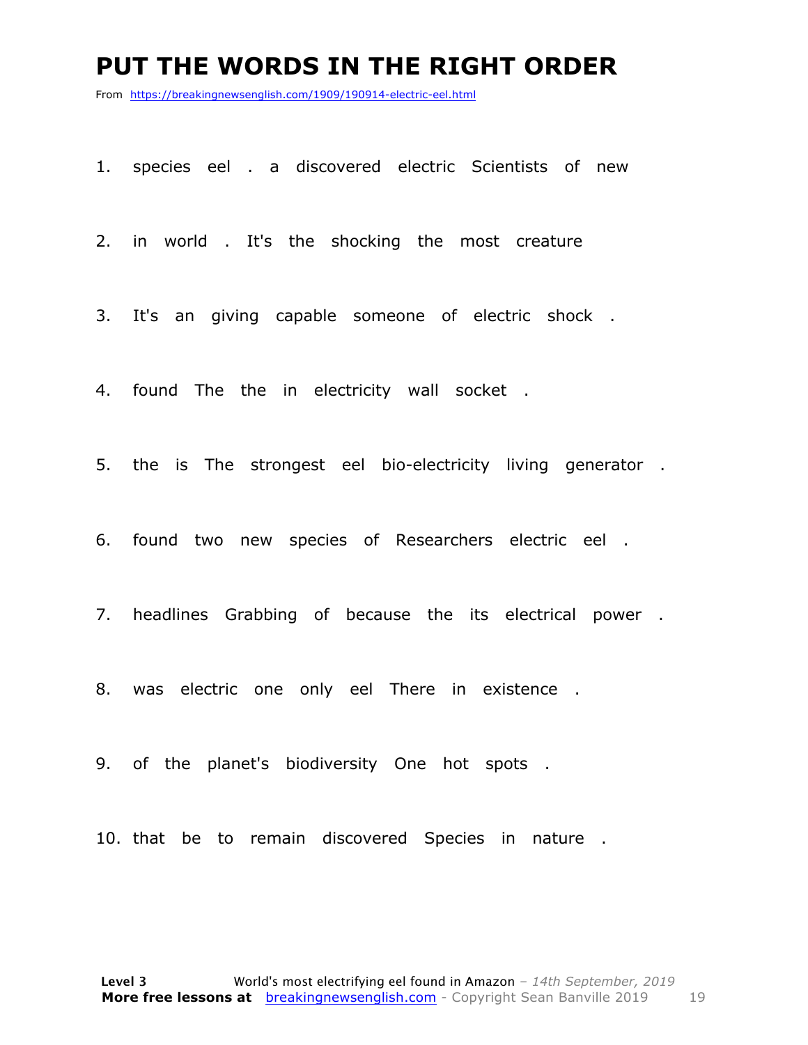# PUT THE WORDS IN THE RIGHT ORDER

From https://breakingnewsenglish.com/1909/190914-electric-eel.html

1. species eel . a discovered electric Scientists of new

2. in world . It's the shocking the most creature

3. It's an giving capable someone of electric shock .

4. found The the in electricity wall socket .

5. the is The strongest eel bio-electricity living generator .

6. found two new species of Researchers electric eel .

7. headlines Grabbing of because the its electrical power .

8. was electric one only eel There in existence .

9. of the planet's biodiversity One hot spots .

10. that be to remain discovered Species in nature .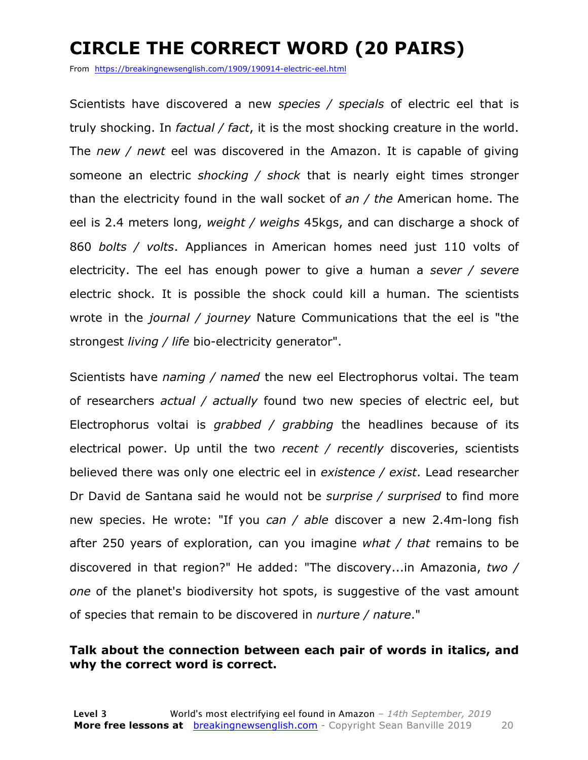# CIRCLE THE CORRECT WORD (20 PAIRS)

From https://breakingnewsenglish.com/1909/190914-electric-eel.html

Scientists have discovered a new *species / specials* of electric eel that is truly shocking. In *factual / fact*, it is the most shocking creature in the world. The *new / newt* eel was discovered in the Amazon. It is capable of giving someone an electric *shocking / shock* that is nearly eight times stronger than the electricity found in the wall socket of *an / the* American home. The eel is 2.4 meters long, *weight / weighs* 45kgs, and can discharge a shock of 860 *bolts / volts*. Appliances in American homes need just 110 volts of electricity. The eel has enough power to give a human a *sever / severe* electric shock. It is possible the shock could kill a human. The scientists wrote in the *journal / journey* Nature Communications that the eel is "the strongest *living / life* bio-electricity generator".

Scientists have *naming / named* the new eel Electrophorus voltai. The team of researchers *actual / actually* found two new species of electric eel, but Electrophorus voltai is *grabbed / grabbing* the headlines because of its electrical power. Up until the two *recent / recently* discoveries, scientists believed there was only one electric eel in *existence / exist*. Lead researcher Dr David de Santana said he would not be *surprise / surprised* to find more new species. He wrote: "If you *can / able* discover a new 2.4m-long fish after 250 years of exploration, can you imagine *what / that* remains to be discovered in that region?" He added: "The discovery...in Amazonia, *two / one* of the planet's biodiversity hot spots, is suggestive of the vast amount of species that remain to be discovered in *nurture / nature*."

**Talk about the connection between each pair of words in italics, and why the correct word is correct.**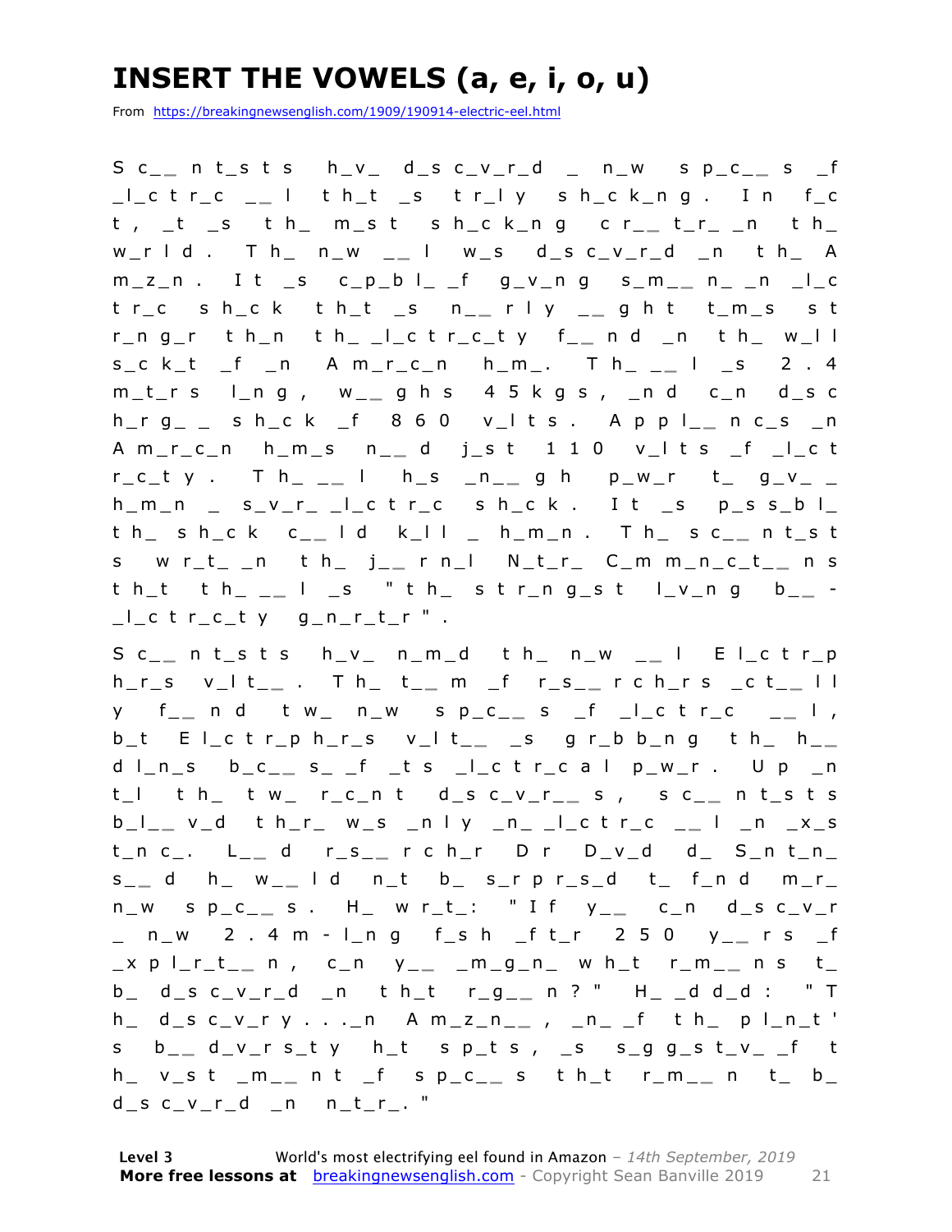# INSERT THE VOWELS (a, e, i, o, u)

From https://breakingnewsenglish.com/1909/190914-electric-eel.html

S c_ _ n t_s t s h_v_ d_s c_v_r_d _ n_w s p_c_ _ s _f _l_c t r_c _ _ l t h_t _s t r_l y s h_c k_n g . I n f_c t , _t _s t h_ m_s t s h_c k_n g c r_ _ t_r_ _n t h_ w_r l d . T h_ n_w _ _ l w_s d_s c_v_r_d _n t h_ A m_z_n . I t _s c_p_b l_ _f g_v_n g s_m_ _ n_ _n _l_c t r_c s h_c k t h_t _s n_ _ r l y _ _ g h t t_m_s s t r_n g_r t h_n t h_ _l_c t r_c_t y f_ _ n d _n t h_ w_l l s_c k_t _f _n A m_r_c_n h_m_. T h_ _ _ l _s 2 . 4 m_t_r s l_n g , w_ _ g h s 4 5 k g s , _n d c_n d_s c h_r g_ _ s h_c k _f 8 6 0 v_l t s . A p p l_ _ n c_s _n A m_r_c_n h_m_s n_ _ d j_s t 1 1 0 v_l t s _f _l_c t r_c_t y . T h_ _ _ l h_s _n_ _ g h p_w_r t_ g_v_ _ h_m_n _ s_v_r_ _l_c t r_c s h_c k . I t _s p_s s_b l_ t h_ s h_c k c_ _ l d k_l l _ h_m_n . T h_ s c_ _ n t_s t s w r_t_ _n t h_ j_ _ r n_l N_t_r_ C_m m_n_c_t_ _ n s t h_t t h_ _ _ l _s " t h_ s t r_n g_s t l_v_n g b_ _ - _l_c t r_c_t y g_n_r_t_r " .

S c_ _ n t_s t s h_v_ n_m_d t h_ n_w _ _ l E l_c t r_p h_r_s v_l t_ _ . T h_ t_ _ m _f r_s_ _ r c h_r s _c t_ _ l l y f_ _ n d t w_ n_w s p_c_ _ s _f _l_c t r_c _ _ l , b_t E l_c t r_p h_r_s v_l t_ _ _s g r_b b_n g t h_ h_ _ d l_n_s b_c_ _ s_ _f _t s _l_c t r_c a l p_w_r . U p _n t_l t h_ t w_ r_c_n t d_s c_v_r_ _ s , s c_ _ n t_s t s b_l_ _ v_d t h_r_ w_s _n l y _n_ _l_c t r_c _ _ l _n _x_s t_n c_. L_ _ d r_s_ _ r c h_r D r D_v_d d_ S_n t_n_ s_ _ d h_ w_ _ l d n_t b_ s_r p r_s_d t_ f_n d m_r_ n_w s p_c_ _ s . H_ w r_t_: " I f y_ _ c_n d_s c_v_r _ n_w 2 . 4 m - l_n g f_s h _f t_r 2 5 0 y_ _ r s _f _x p l_r_t_ _ n , c_n y_ _ _m_g_n_ w h_t r_m_ _ n s t_ b_ d_s c_v_r_d _n t h_t r_g_ _ n ? " H_ _d d_d : " T h_ d_s c_v_r y . . ._n A m_z_n_ _ , _n_ _f t h_ p l_n_t ' s b_ _ d_v_r s_t y h_t s p_t s , _s s_g g_s t_v_ _f t h_ v_s t _m_ _ n t _f s p_c_ _ s t h_t r_m_ _ n t_ b_ d_s c_v_r_d _n n_t_r_. "

**Level 3** World's most electrifying eel found in Amazon – *14th September, 2019*
**More free lessons at** breakingnewsenglish.com - Copyright Sean Banville 2019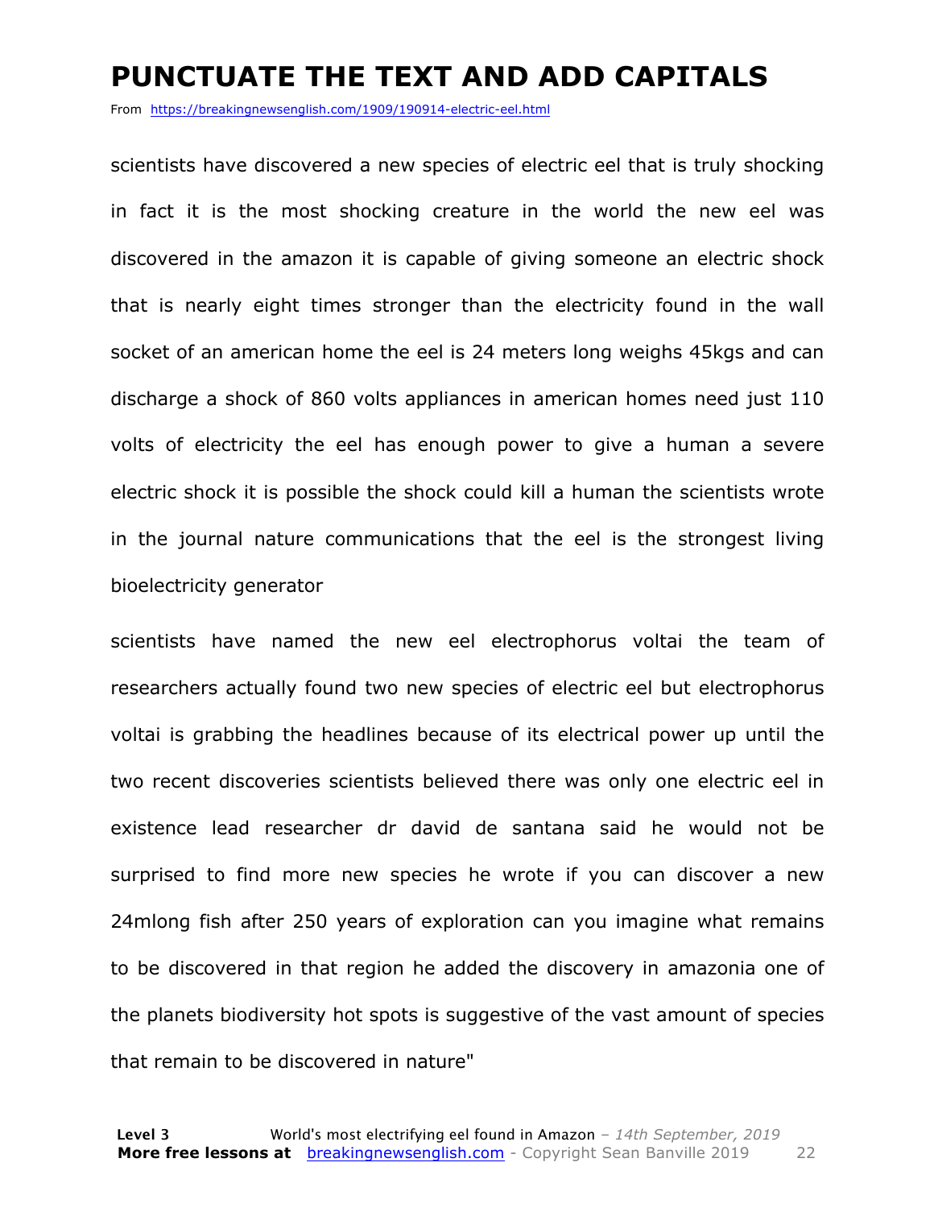# PUNCTUATE THE TEXT AND ADD CAPITALS

From https://breakingnewsenglish.com/1909/190914-electric-eel.html

scientists have discovered a new species of electric eel that is truly shocking in fact it is the most shocking creature in the world the new eel was discovered in the amazon it is capable of giving someone an electric shock that is nearly eight times stronger than the electricity found in the wall socket of an american home the eel is 24 meters long weighs 45kgs and can discharge a shock of 860 volts appliances in american homes need just 110 volts of electricity the eel has enough power to give a human a severe electric shock it is possible the shock could kill a human the scientists wrote in the journal nature communications that the eel is the strongest living bioelectricity generator

scientists have named the new eel electrophorus voltai the team of researchers actually found two new species of electric eel but electrophorus voltai is grabbing the headlines because of its electrical power up until the two recent discoveries scientists believed there was only one electric eel in existence lead researcher dr david de santana said he would not be surprised to find more new species he wrote if you can discover a new 24mlong fish after 250 years of exploration can you imagine what remains to be discovered in that region he added the discovery in amazonia one of the planets biodiversity hot spots is suggestive of the vast amount of species that remain to be discovered in nature"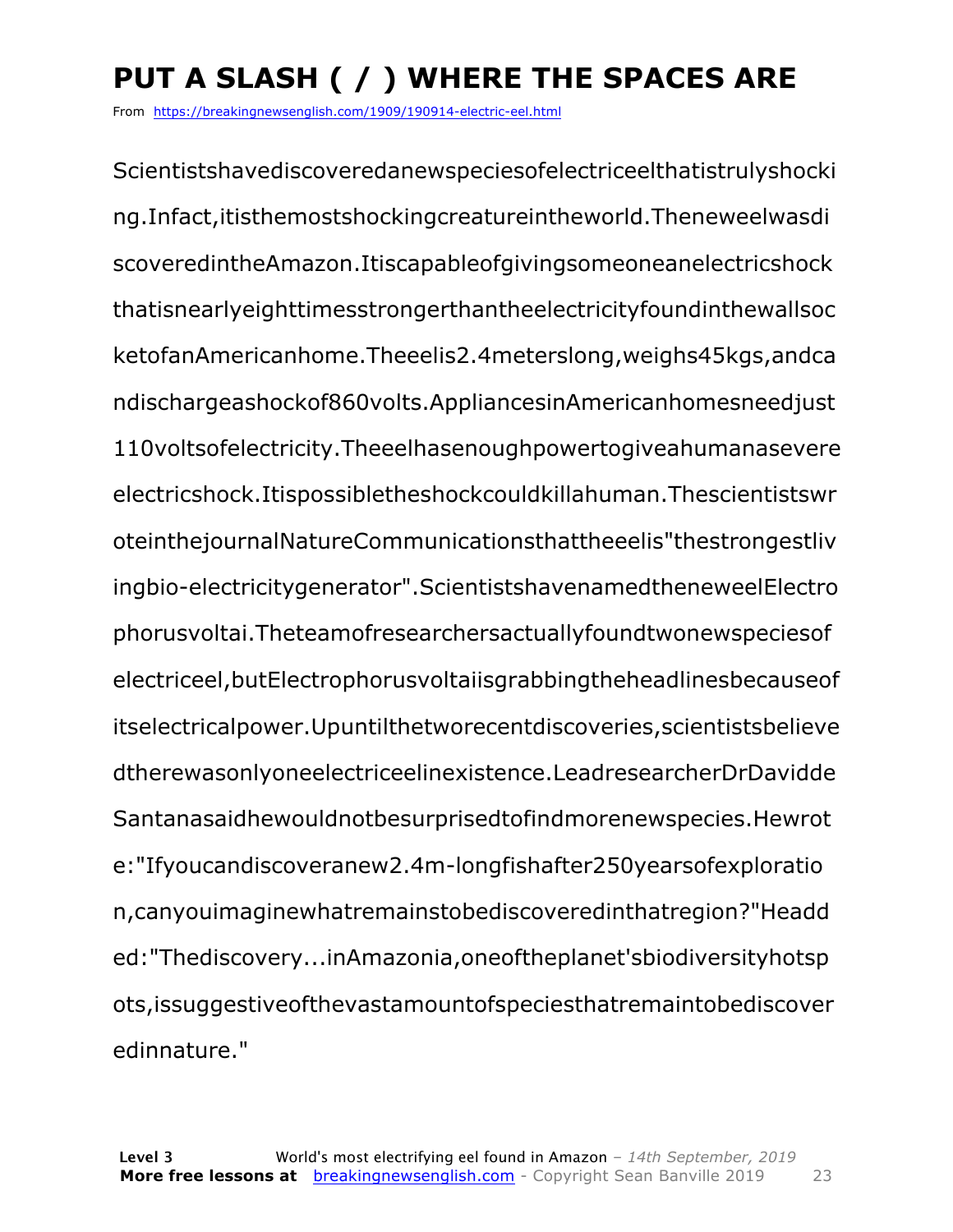# PUT A SLASH ( / ) WHERE THE SPACES ARE

From https://breakingnewsenglish.com/1909/190914-electric-eel.html

Scientistshavediscoveredanewspeciesofelectriceelthatistrulyshocki
ng.Infact,itisthemostshockingcreatureintheworld.Theneweelwasdi
scoveredintheAmazon.Itiscapableofgivingsomeoneanelectricshock
thatisnearlyeighttimesstrongerthantheelectricityfoundinthewallsoc
ketofanAmericanhome.Theeelis2.4meterslong,weighs45kgs,andca
ndischargeashockof860volts.AppliancesinAmericanhomesneedjust
110voltsofelectricity.Theeelhasenoughpowertogiveahumanasevere
electricshock.Itispossibletheshockcouldkillahuman.Thescientistswr
oteinthejournalNatureCommunicationsthattheeelis"thestrongestliv
ingbio-electricitygenerator".ScientistshavenamedtheneweelElectro
phorusvoltai.Theteamofresearchersactuallyfoundtwonewspeciesof
electriceel,butElectrophorusvoltaiisgrabbingtheheadlinesbecauseof
itselectricalpower.Upuntilthetworecentdiscoveries,scientistsbelieve
dtherewasonlyoneelectriceelinexistence.LeadresearcherDrDavidde
Santanasaidhewouldnotbesurprisedtofindmorenewspecies.Hewrot
e:"Ifyoucandiscoveranew2.4m-longfishafter250yearsofexploratio
n,canyouimaginewhatremainstobediscoveredinthatregion?"Headd
ed:"Thediscovery...inAmazonia,oneoftheplanet'sbiodiversityhotsp
ots,issuggestiveofthevastamountofspeciesthatremaintobediscover
edinnature."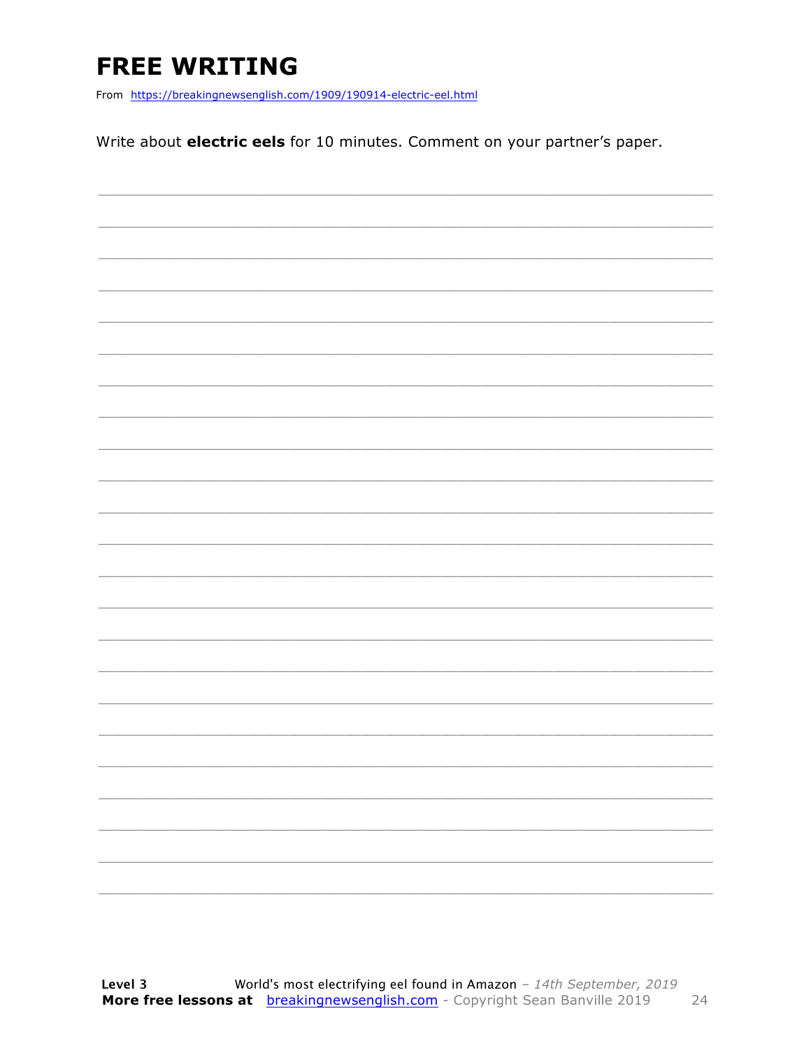# FREE WRITING

From https://breakingnewsenglish.com/1909/190914-electric-eel.html

Write about **electric eels** for 10 minutes. Comment on your partner's paper.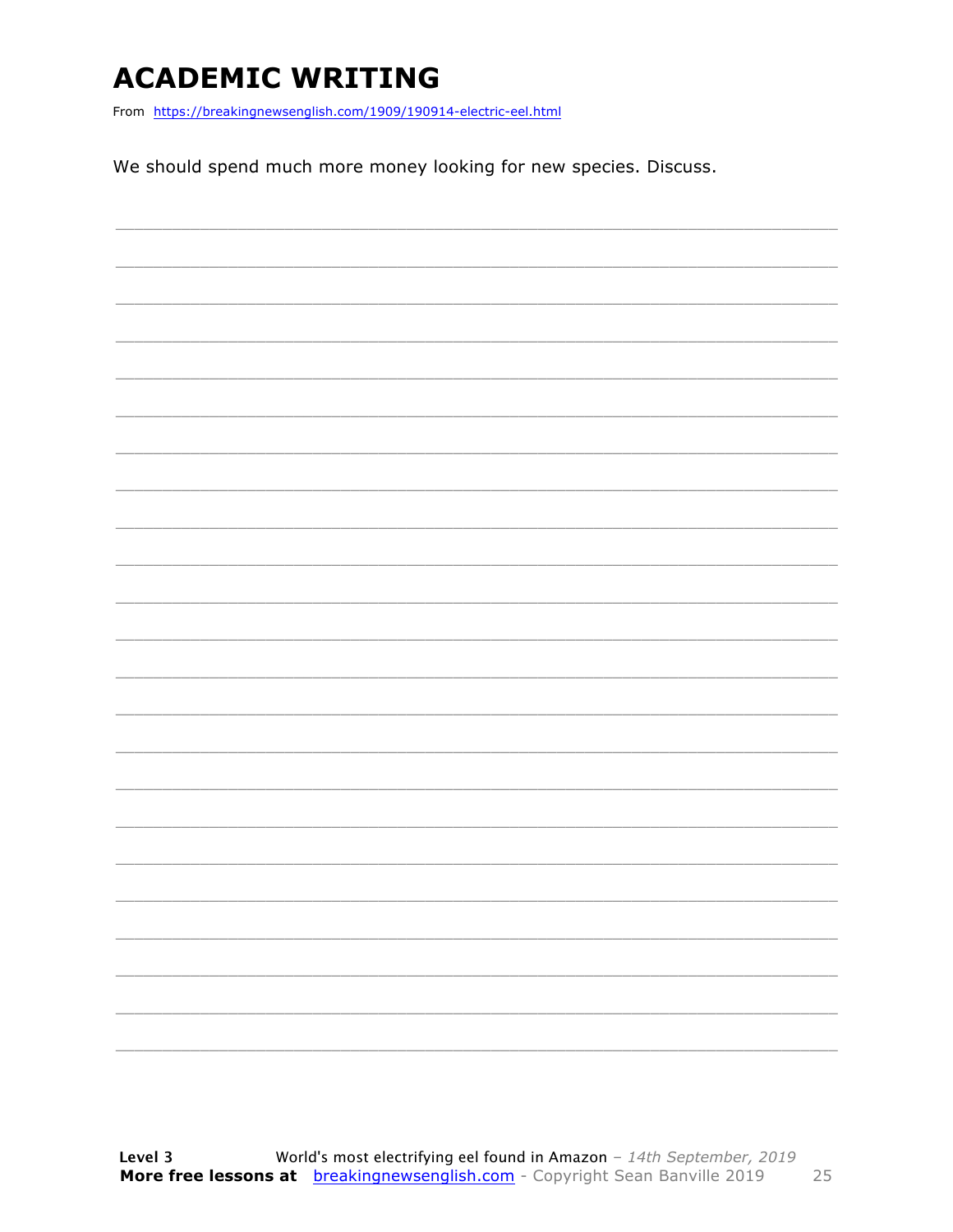# ACADEMIC WRITING

From https://breakingnewsenglish.com/1909/190914-electric-eel.html

We should spend much more money looking for new species. Discuss.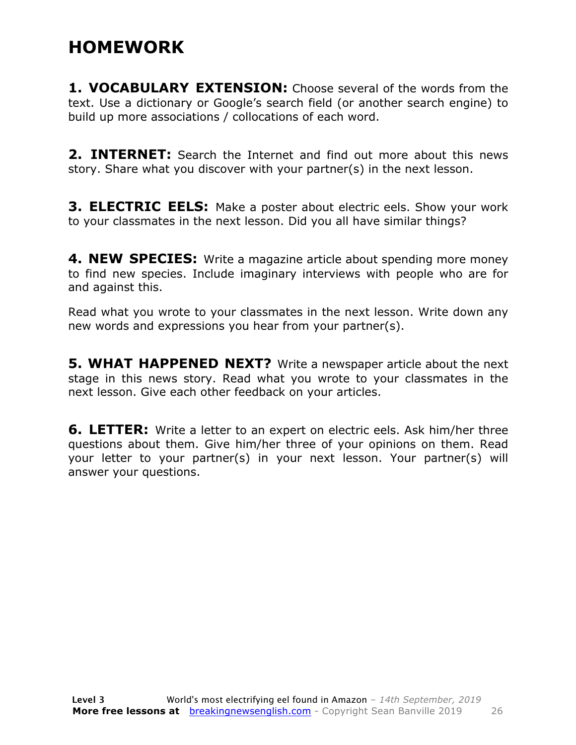# HOMEWORK

**1. VOCABULARY EXTENSION:** Choose several of the words from the text. Use a dictionary or Google's search field (or another search engine) to build up more associations / collocations of each word.

**2. INTERNET:** Search the Internet and find out more about this news story. Share what you discover with your partner(s) in the next lesson.

**3. ELECTRIC EELS:** Make a poster about electric eels. Show your work to your classmates in the next lesson. Did you all have similar things?

**4. NEW SPECIES:** Write a magazine article about spending more money to find new species. Include imaginary interviews with people who are for and against this.

Read what you wrote to your classmates in the next lesson. Write down any new words and expressions you hear from your partner(s).

**5. WHAT HAPPENED NEXT?** Write a newspaper article about the next stage in this news story. Read what you wrote to your classmates in the next lesson. Give each other feedback on your articles.

**6. LETTER:** Write a letter to an expert on electric eels. Ask him/her three questions about them. Give him/her three of your opinions on them. Read your letter to your partner(s) in your next lesson. Your partner(s) will answer your questions.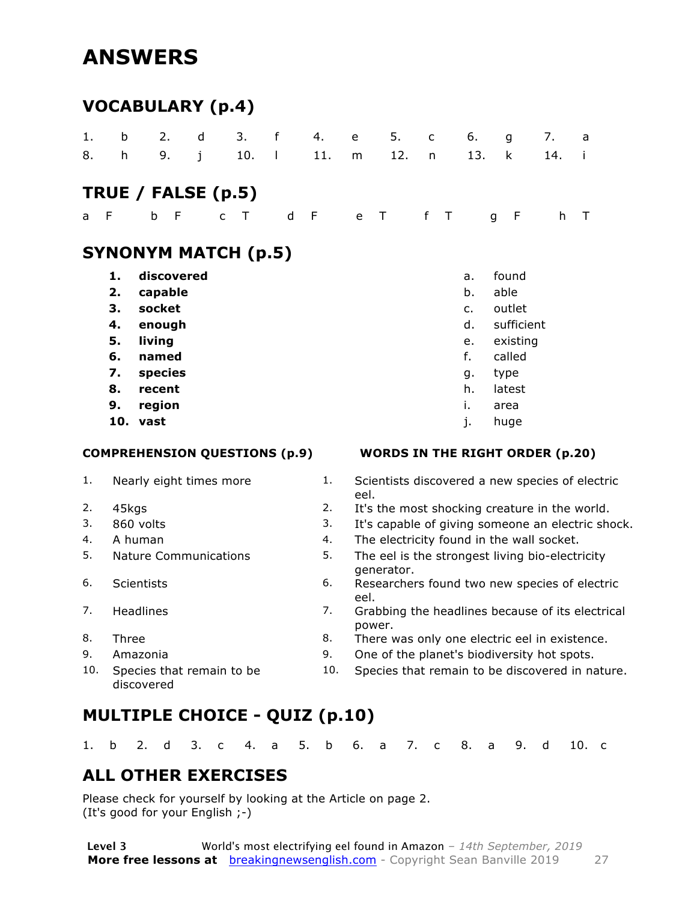# ANSWERS

## VOCABULARY (p.4)

| | | | | | | | | | | | | | |
|---|---|---|---|---|---|---|---|---|---|---|---|---|---|
| 1. | b | 2. | d | 3. | f | 4. | e | 5. | c | 6. | g | 7. | a |
| 8. | h | 9. | j | 10. | l | 11. | m | 12. | n | 13. | k | 14. | i |

## TRUE / FALSE (p.5)

a F b F c T d F e T f T g F h T

## SYNONYM MATCH (p.5)

| | | | |
|---|---|---|---|
| **1.** | **discovered** | a. | found |
| **2.** | **capable** | b. | able |
| **3.** | **socket** | c. | outlet |
| **4.** | **enough** | d. | sufficient |
| **5.** | **living** | e. | existing |
| **6.** | **named** | f. | called |
| **7.** | **species** | g. | type |
| **8.** | **recent** | h. | latest |
| **9.** | **region** | i. | area |
| **10.** | **vast** | j. | huge |

### COMPREHENSION QUESTIONS (p.9)

1. Nearly eight times more
2. 45kgs
3. 860 volts
4. A human
5. Nature Communications
6. Scientists
7. Headlines
8. Three
9. Amazonia
10. Species that remain to be discovered

### WORDS IN THE RIGHT ORDER (p.20)

1. Scientists discovered a new species of electric eel.
2. It's the most shocking creature in the world.
3. It's capable of giving someone an electric shock.
4. The electricity found in the wall socket.
5. The eel is the strongest living bio-electricity generator.
6. Researchers found two new species of electric eel.
7. Grabbing the headlines because of its electrical power.
8. There was only one electric eel in existence.
9. One of the planet's biodiversity hot spots.
10. Species that remain to be discovered in nature.

## MULTIPLE CHOICE - QUIZ (p.10)

1. b 2. d 3. c 4. a 5. b 6. a 7. c 8. a 9. d 10. c

## ALL OTHER EXERCISES

Please check for yourself by looking at the Article on page 2.
(It's good for your English ;-)